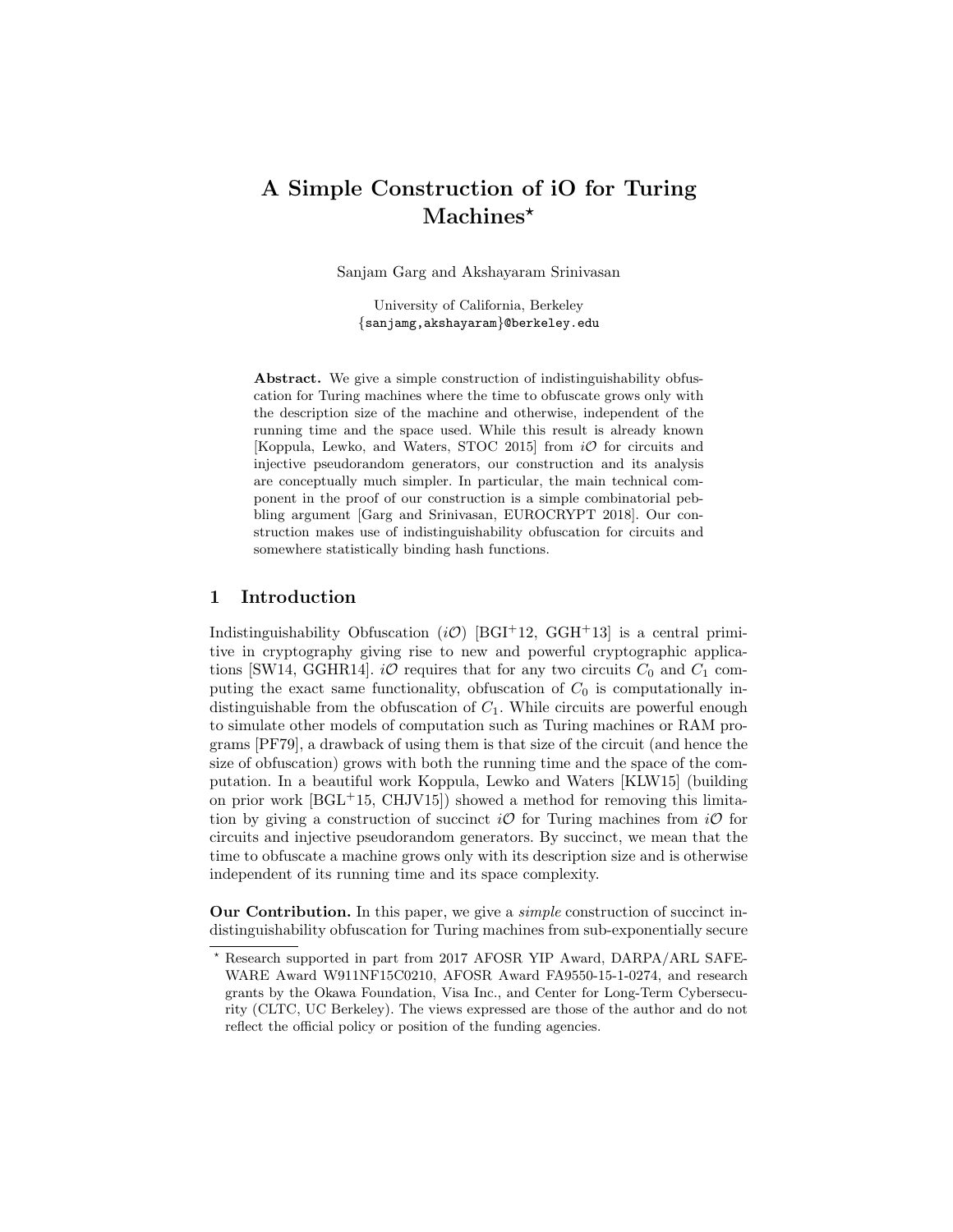# A Simple Construction of iO for Turing Machines*

Sanjam Garg and Akshayaram Srinivasan

University of California, Berkeley
{sanjamg,akshayaram}@berkeley.edu

**Abstract.** We give a simple construction of indistinguishability obfuscation for Turing machines where the time to obfuscate grows only with the description size of the machine and otherwise, independent of the running time and the space used. While this result is already known [Koppula, Lewko, and Waters, STOC 2015] from $i\mathcal{O}$ for circuits and injective pseudorandom generators, our construction and its analysis are conceptually much simpler. In particular, the main technical component in the proof of our construction is a simple combinatorial pebbling argument [Garg and Srinivasan, EUROCRYPT 2018]. Our construction makes use of indistinguishability obfuscation for circuits and somewhere statistically binding hash functions.

## 1 Introduction

Indistinguishability Obfuscation ($i\mathcal{O}$) [BGI+12, GGH+13] is a central primitive in cryptography giving rise to new and powerful cryptographic applications [SW14, GGHR14]. $i\mathcal{O}$ requires that for any two circuits $C_0$ and $C_1$ computing the exact same functionality, obfuscation of $C_0$ is computationally indistinguishable from the obfuscation of $C_1$. While circuits are powerful enough to simulate other models of computation such as Turing machines or RAM programs [PF79], a drawback of using them is that size of the circuit (and hence the size of obfuscation) grows with both the running time and the space of the computation. In a beautiful work Koppula, Lewko and Waters [KLW15] (building on prior work [BGL+15, CHJV15]) showed a method for removing this limitation by giving a construction of succinct $i\mathcal{O}$ for Turing machines from $i\mathcal{O}$ for circuits and injective pseudorandom generators. By succinct, we mean that the time to obfuscate a machine grows only with its description size and is otherwise independent of its running time and its space complexity.

**Our Contribution.** In this paper, we give a *simple* construction of succinct indistinguishability obfuscation for Turing machines from sub-exponentially secure

---

* Research supported in part from 2017 AFOSR YIP Award, DARPA/ARL SAFEWARE Award W911NF15C0210, AFOSR Award FA9550-15-1-0274, and research grants by the Okawa Foundation, Visa Inc., and Center for Long-Term Cybersecurity (CLTC, UC Berkeley). The views expressed are those of the author and do not reflect the official policy or position of the funding agencies.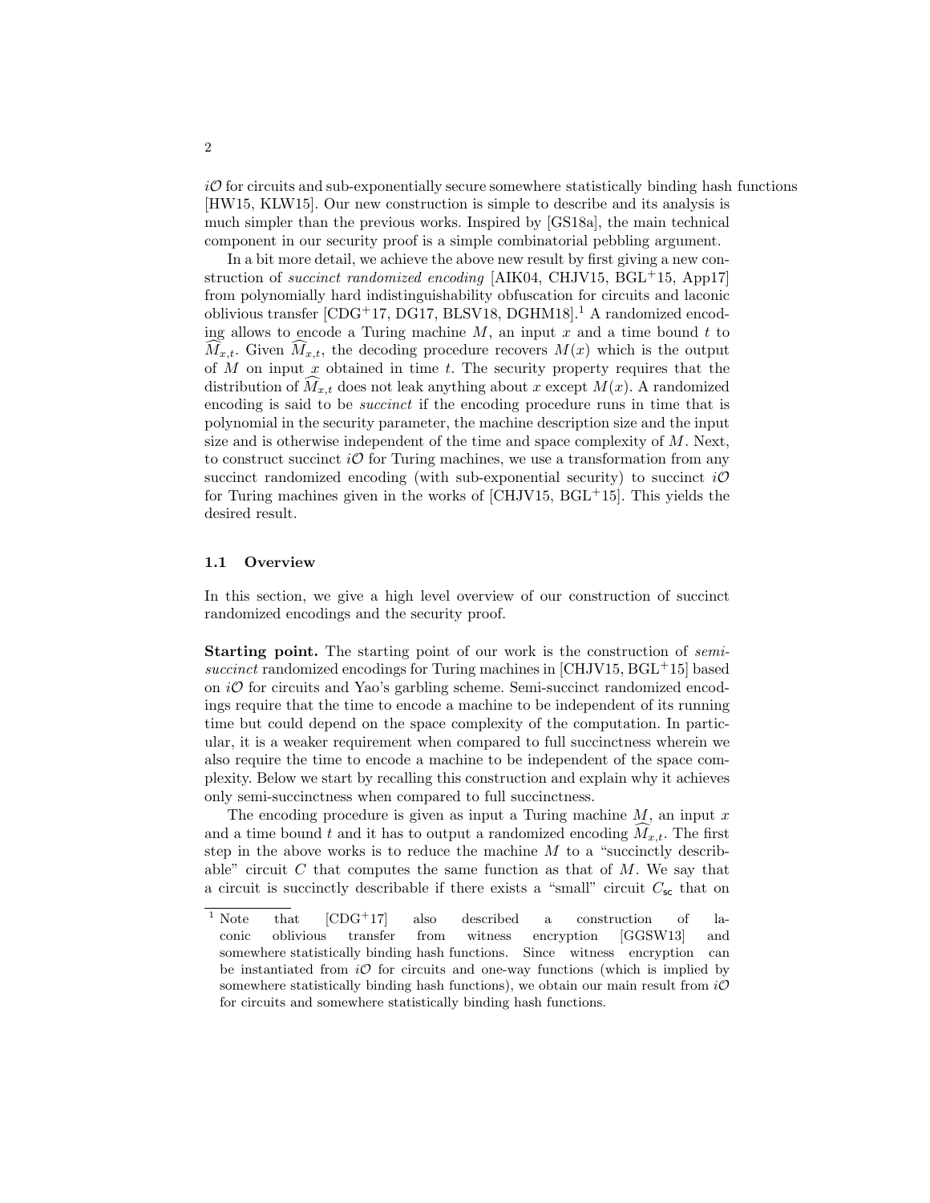$i\mathcal{O}$ for circuits and sub-exponentially secure somewhere statistically binding hash functions [HW15, KLW15]. Our new construction is simple to describe and its analysis is much simpler than the previous works. Inspired by [GS18a], the main technical component in our security proof is a simple combinatorial pebbling argument.

In a bit more detail, we achieve the above new result by first giving a new construction of *succinct randomized encoding* [AIK04, CHJV15, BGL+15, App17] from polynomially hard indistinguishability obfuscation for circuits and laconic oblivious transfer [CDG+17, DG17, BLSV18, DGHM18].[1] A randomized encoding allows to encode a Turing machine $M$, an input $x$ and a time bound $t$ to $\widehat{M}_{x,t}$. Given $\widehat{M}_{x,t}$, the decoding procedure recovers $M(x)$ which is the output of $M$ on input $x$ obtained in time $t$. The security property requires that the distribution of $\widehat{M}_{x,t}$ does not leak anything about $x$ except $M(x)$. A randomized encoding is said to be *succinct* if the encoding procedure runs in time that is polynomial in the security parameter, the machine description size and the input size and is otherwise independent of the time and space complexity of $M$. Next, to construct succinct $i\mathcal{O}$ for Turing machines, we use a transformation from any succinct randomized encoding (with sub-exponential security) to succinct $i\mathcal{O}$ for Turing machines given in the works of [CHJV15, BGL+15]. This yields the desired result.

### 1.1 Overview

In this section, we give a high level overview of our construction of succinct randomized encodings and the security proof.

**Starting point.** The starting point of our work is the construction of *semi-succinct* randomized encodings for Turing machines in [CHJV15, BGL+15] based on $i\mathcal{O}$ for circuits and Yao's garbling scheme. Semi-succinct randomized encodings require that the time to encode a machine to be independent of its running time but could depend on the space complexity of the computation. In particular, it is a weaker requirement when compared to full succinctness wherein we also require the time to encode a machine to be independent of the space complexity. Below we start by recalling this construction and explain why it achieves only semi-succinctness when compared to full succinctness.

The encoding procedure is given as input a Turing machine $M$, an input $x$ and a time bound $t$ and it has to output a randomized encoding $\widehat{M}_{x,t}$. The first step in the above works is to reduce the machine $M$ to a "succinctly describable" circuit $C$ that computes the same function as that of $M$. We say that a circuit is succinctly describable if there exists a "small" circuit $C_{\mathsf{sc}}$ that on

[1] Note that [CDG+17] also described a construction of laconic oblivious transfer from witness encryption [GGSW13] and somewhere statistically binding hash functions. Since witness encryption can be instantiated from $i\mathcal{O}$ for circuits and one-way functions (which is implied by somewhere statistically binding hash functions), we obtain our main result from $i\mathcal{O}$ for circuits and somewhere statistically binding hash functions.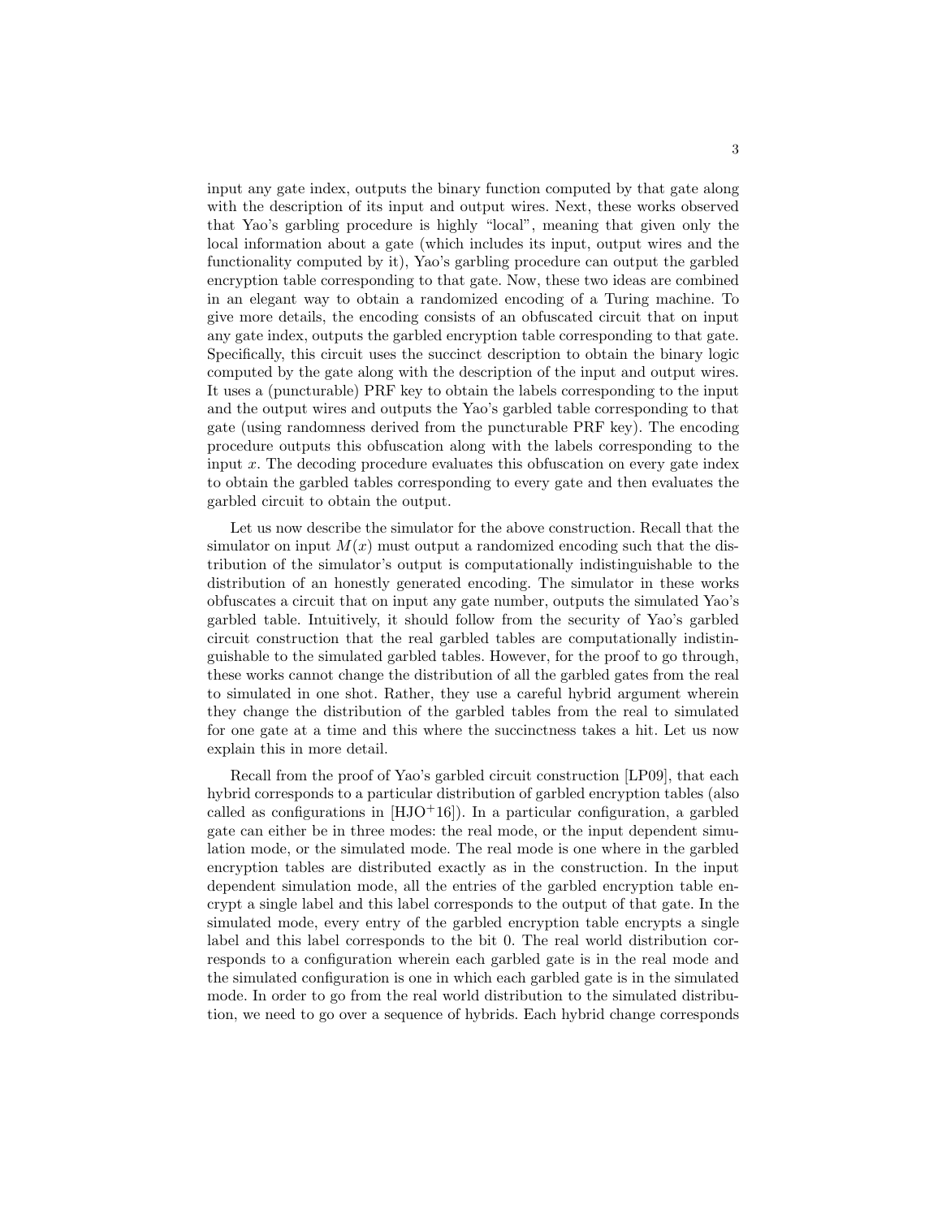input any gate index, outputs the binary function computed by that gate along with the description of its input and output wires. Next, these works observed that Yao's garbling procedure is highly "local", meaning that given only the local information about a gate (which includes its input, output wires and the functionality computed by it), Yao's garbling procedure can output the garbled encryption table corresponding to that gate. Now, these two ideas are combined in an elegant way to obtain a randomized encoding of a Turing machine. To give more details, the encoding consists of an obfuscated circuit that on input any gate index, outputs the garbled encryption table corresponding to that gate. Specifically, this circuit uses the succinct description to obtain the binary logic computed by the gate along with the description of the input and output wires. It uses a (puncturable) PRF key to obtain the labels corresponding to the input and the output wires and outputs the Yao's garbled table corresponding to that gate (using randomness derived from the puncturable PRF key). The encoding procedure outputs this obfuscation along with the labels corresponding to the input $x$. The decoding procedure evaluates this obfuscation on every gate index to obtain the garbled tables corresponding to every gate and then evaluates the garbled circuit to obtain the output.

Let us now describe the simulator for the above construction. Recall that the simulator on input $M(x)$ must output a randomized encoding such that the distribution of the simulator's output is computationally indistinguishable to the distribution of an honestly generated encoding. The simulator in these works obfuscates a circuit that on input any gate number, outputs the simulated Yao's garbled table. Intuitively, it should follow from the security of Yao's garbled circuit construction that the real garbled tables are computationally indistinguishable to the simulated garbled tables. However, for the proof to go through, these works cannot change the distribution of all the garbled gates from the real to simulated in one shot. Rather, they use a careful hybrid argument wherein they change the distribution of the garbled tables from the real to simulated for one gate at a time and this where the succinctness takes a hit. Let us now explain this in more detail.

Recall from the proof of Yao's garbled circuit construction [LP09], that each hybrid corresponds to a particular distribution of garbled encryption tables (also called as configurations in [HJO+16]). In a particular configuration, a garbled gate can either be in three modes: the real mode, or the input dependent simulation mode, or the simulated mode. The real mode is one where in the garbled encryption tables are distributed exactly as in the construction. In the input dependent simulation mode, all the entries of the garbled encryption table encrypt a single label and this label corresponds to the output of that gate. In the simulated mode, every entry of the garbled encryption table encrypts a single label and this label corresponds to the bit 0. The real world distribution corresponds to a configuration wherein each garbled gate is in the real mode and the simulated configuration is one in which each garbled gate is in the simulated mode. In order to go from the real world distribution to the simulated distribution, we need to go over a sequence of hybrids. Each hybrid change corresponds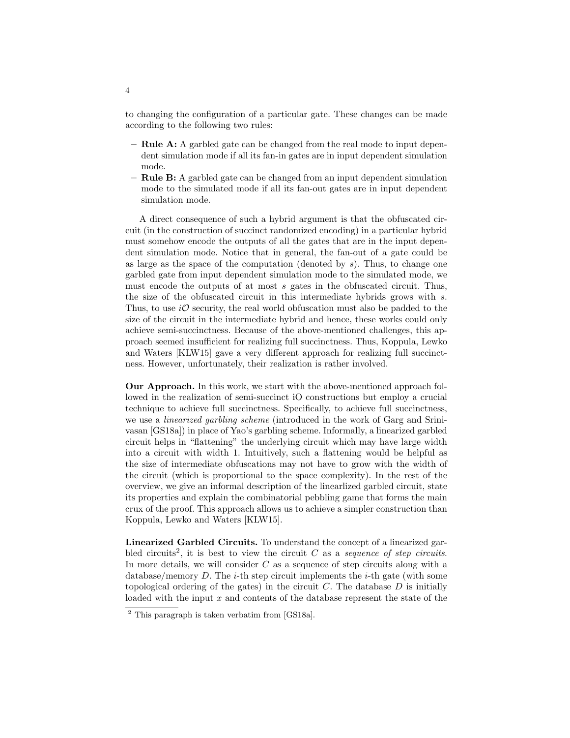to changing the configuration of a particular gate. These changes can be made according to the following two rules:

- **Rule A:** A garbled gate can be changed from the real mode to input dependent simulation mode if all its fan-in gates are in input dependent simulation mode.
- **Rule B:** A garbled gate can be changed from an input dependent simulation mode to the simulated mode if all its fan-out gates are in input dependent simulation mode.

A direct consequence of such a hybrid argument is that the obfuscated circuit (in the construction of succinct randomized encoding) in a particular hybrid must somehow encode the outputs of all the gates that are in the input dependent simulation mode. Notice that in general, the fan-out of a gate could be as large as the space of the computation (denoted by $s$). Thus, to change one garbled gate from input dependent simulation mode to the simulated mode, we must encode the outputs of at most $s$ gates in the obfuscated circuit. Thus, the size of the obfuscated circuit in this intermediate hybrids grows with $s$. Thus, to use $i\mathcal{O}$ security, the real world obfuscation must also be padded to the size of the circuit in the intermediate hybrid and hence, these works could only achieve semi-succinctness. Because of the above-mentioned challenges, this approach seemed insufficient for realizing full succinctness. Thus, Koppula, Lewko and Waters [KLW15] gave a very different approach for realizing full succinctness. However, unfortunately, their realization is rather involved.

**Our Approach.** In this work, we start with the above-mentioned approach followed in the realization of semi-succinct iO constructions but employ a crucial technique to achieve full succinctness. Specifically, to achieve full succinctness, we use a *linearized garbling scheme* (introduced in the work of Garg and Srinivasan [GS18a]) in place of Yao's garbling scheme. Informally, a linearized garbled circuit helps in "flattening" the underlying circuit which may have large width into a circuit with width 1. Intuitively, such a flattening would be helpful as the size of intermediate obfuscations may not have to grow with the width of the circuit (which is proportional to the space complexity). In the rest of the overview, we give an informal description of the linearlized garbled circuit, state its properties and explain the combinatorial pebbling game that forms the main crux of the proof. This approach allows us to achieve a simpler construction than Koppula, Lewko and Waters [KLW15].

**Linearized Garbled Circuits.** To understand the concept of a linearized garbled circuits[2], it is best to view the circuit $C$ as a *sequence of step circuits*. In more details, we will consider $C$ as a sequence of step circuits along with a database/memory $D$. The $i$-th step circuit implements the $i$-th gate (with some topological ordering of the gates) in the circuit $C$. The database $D$ is initially loaded with the input $x$ and contents of the database represent the state of the

[2] This paragraph is taken verbatim from [GS18a].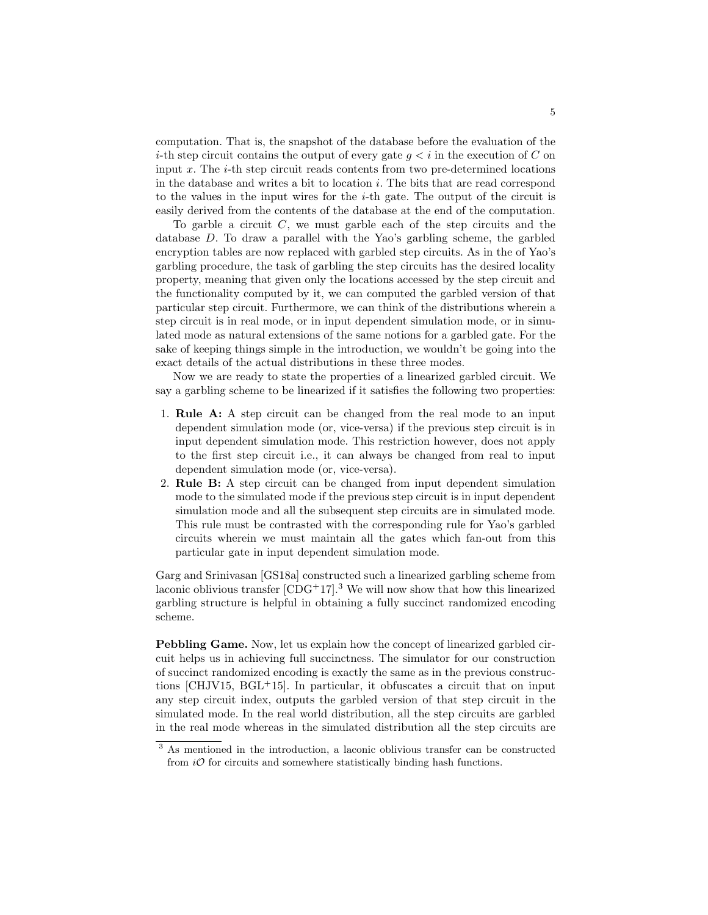computation. That is, the snapshot of the database before the evaluation of the $i$-th step circuit contains the output of every gate $g < i$ in the execution of $C$ on input $x$. The $i$-th step circuit reads contents from two pre-determined locations in the database and writes a bit to location $i$. The bits that are read correspond to the values in the input wires for the $i$-th gate. The output of the circuit is easily derived from the contents of the database at the end of the computation.

To garble a circuit $C$, we must garble each of the step circuits and the database $D$. To draw a parallel with the Yao's garbling scheme, the garbled encryption tables are now replaced with garbled step circuits. As in the of Yao's garbling procedure, the task of garbling the step circuits has the desired locality property, meaning that given only the locations accessed by the step circuit and the functionality computed by it, we can computed the garbled version of that particular step circuit. Furthermore, we can think of the distributions wherein a step circuit is in real mode, or in input dependent simulation mode, or in simulated mode as natural extensions of the same notions for a garbled gate. For the sake of keeping things simple in the introduction, we wouldn't be going into the exact details of the actual distributions in these three modes.

Now we are ready to state the properties of a linearized garbled circuit. We say a garbling scheme to be linearized if it satisfies the following two properties:

1. **Rule A:** A step circuit can be changed from the real mode to an input dependent simulation mode (or, vice-versa) if the previous step circuit is in input dependent simulation mode. This restriction however, does not apply to the first step circuit i.e., it can always be changed from real to input dependent simulation mode (or, vice-versa).
2. **Rule B:** A step circuit can be changed from input dependent simulation mode to the simulated mode if the previous step circuit is in input dependent simulation mode and all the subsequent step circuits are in simulated mode. This rule must be contrasted with the corresponding rule for Yao's garbled circuits wherein we must maintain all the gates which fan-out from this particular gate in input dependent simulation mode.

Garg and Srinivasan [GS18a] constructed such a linearized garbling scheme from laconic oblivious transfer [CDG+17].[3] We will now show that how this linearized garbling structure is helpful in obtaining a fully succinct randomized encoding scheme.

**Pebbling Game.** Now, let us explain how the concept of linearized garbled circuit helps us in achieving full succinctness. The simulator for our construction of succinct randomized encoding is exactly the same as in the previous constructions [CHJV15, BGL+15]. In particular, it obfuscates a circuit that on input any step circuit index, outputs the garbled version of that step circuit in the simulated mode. In the real world distribution, all the step circuits are garbled in the real mode whereas in the simulated distribution all the step circuits are

[3] As mentioned in the introduction, a laconic oblivious transfer can be constructed from $i\mathcal{O}$ for circuits and somewhere statistically binding hash functions.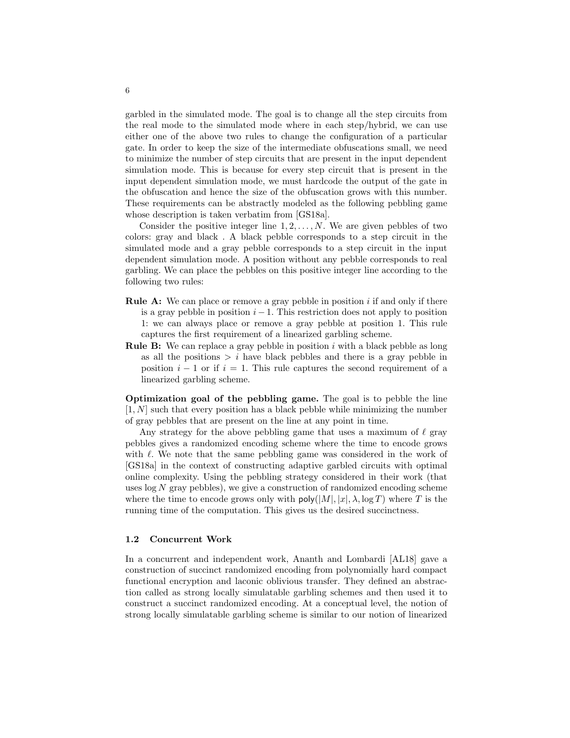garbled in the simulated mode. The goal is to change all the step circuits from the real mode to the simulated mode where in each step/hybrid, we can use either one of the above two rules to change the configuration of a particular gate. In order to keep the size of the intermediate obfuscations small, we need to minimize the number of step circuits that are present in the input dependent simulation mode. This is because for every step circuit that is present in the input dependent simulation mode, we must hardcode the output of the gate in the obfuscation and hence the size of the obfuscation grows with this number. These requirements can be abstractly modeled as the following pebbling game whose description is taken verbatim from [GS18a].

Consider the positive integer line $1, 2, \ldots, N$. We are given pebbles of two colors: gray and black . A black pebble corresponds to a step circuit in the simulated mode and a gray pebble corresponds to a step circuit in the input dependent simulation mode. A position without any pebble corresponds to real garbling. We can place the pebbles on this positive integer line according to the following two rules:

- **Rule A:** We can place or remove a gray pebble in position $i$ if and only if there is a gray pebble in position $i-1$. This restriction does not apply to position 1: we can always place or remove a gray pebble at position 1. This rule captures the first requirement of a linearized garbling scheme.
- **Rule B:** We can replace a gray pebble in position $i$ with a black pebble as long as all the positions $> i$ have black pebbles and there is a gray pebble in position $i-1$ or if $i = 1$. This rule captures the second requirement of a linearized garbling scheme.

**Optimization goal of the pebbling game.** The goal is to pebble the line $[1, N]$ such that every position has a black pebble while minimizing the number of gray pebbles that are present on the line at any point in time.

Any strategy for the above pebbling game that uses a maximum of $\ell$ gray pebbles gives a randomized encoding scheme where the time to encode grows with $\ell$. We note that the same pebbling game was considered in the work of [GS18a] in the context of constructing adaptive garbled circuits with optimal online complexity. Using the pebbling strategy considered in their work (that uses $\log N$ gray pebbles), we give a construction of randomized encoding scheme where the time to encode grows only with $\mathsf{poly}(|M|, |x|, \lambda, \log T)$ where $T$ is the running time of the computation. This gives us the desired succinctness.

### 1.2 Concurrent Work

In a concurrent and independent work, Ananth and Lombardi [AL18] gave a construction of succinct randomized encoding from polynomially hard compact functional encryption and laconic oblivious transfer. They defined an abstraction called as strong locally simulatable garbling schemes and then used it to construct a succinct randomized encoding. At a conceptual level, the notion of strong locally simulatable garbling scheme is similar to our notion of linearized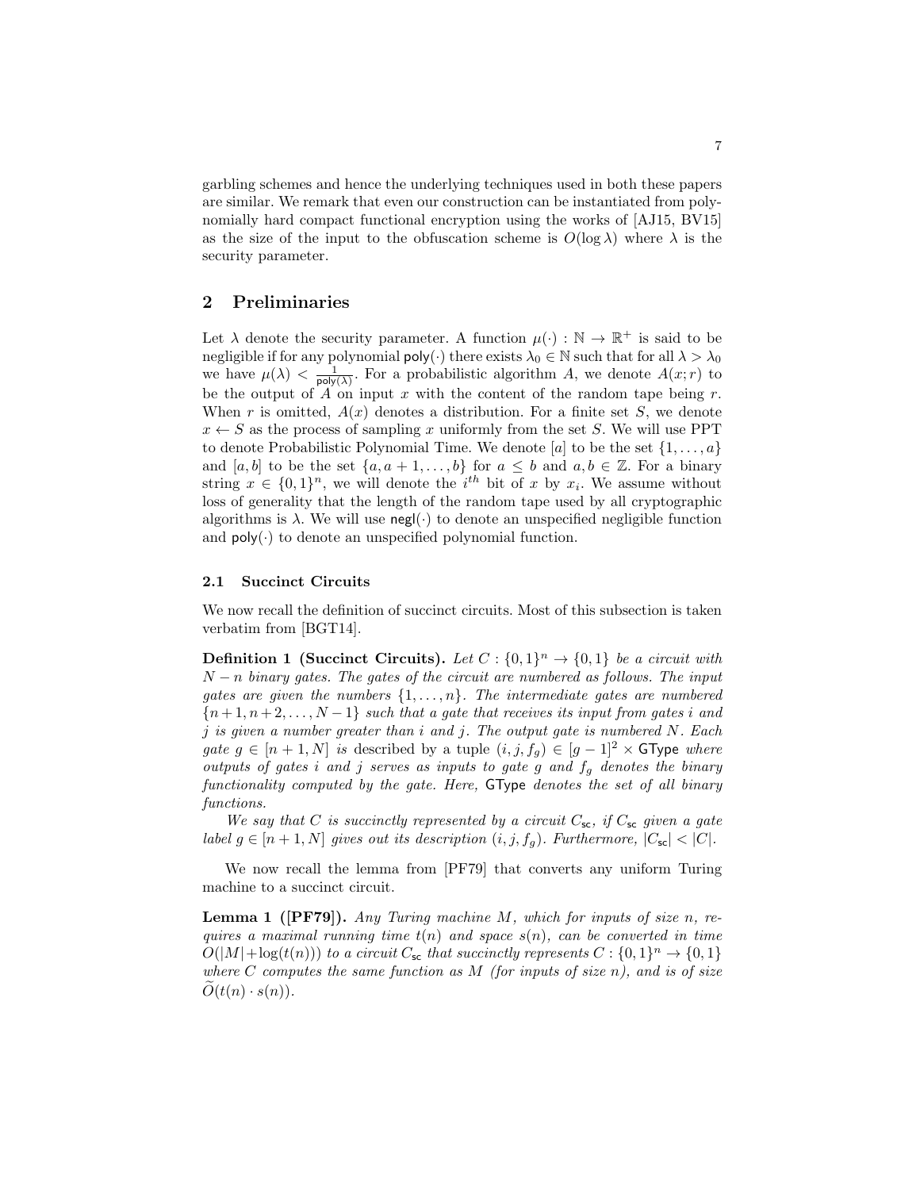garbling schemes and hence the underlying techniques used in both these papers are similar. We remark that even our construction can be instantiated from polynomially hard compact functional encryption using the works of [AJ15, BV15] as the size of the input to the obfuscation scheme is $O(\log \lambda)$ where $\lambda$ is the security parameter.

## 2 Preliminaries

Let $\lambda$ denote the security parameter. A function $\mu(\cdot) : \mathbb{N} \to \mathbb{R}^+$ is said to be negligible if for any polynomial $\mathsf{poly}(\cdot)$ there exists $\lambda_0 \in \mathbb{N}$ such that for all $\lambda > \lambda_0$ we have $\mu(\lambda) < \frac{1}{\mathsf{poly}(\lambda)}$. For a probabilistic algorithm $A$, we denote $A(x; r)$ to be the output of $A$ on input $x$ with the content of the random tape being $r$. When $r$ is omitted, $A(x)$ denotes a distribution. For a finite set $S$, we denote $x \leftarrow S$ as the process of sampling $x$ uniformly from the set $S$. We will use PPT to denote Probabilistic Polynomial Time. We denote $[a]$ to be the set $\{1, \ldots, a\}$ and $[a, b]$ to be the set $\{a, a+1, \ldots, b\}$ for $a \leq b$ and $a, b \in \mathbb{Z}$. For a binary string $x \in \{0,1\}^n$, we will denote the $i^{th}$ bit of $x$ by $x_i$. We assume without loss of generality that the length of the random tape used by all cryptographic algorithms is $\lambda$. We will use $\mathsf{negl}(\cdot)$ to denote an unspecified negligible function and $\mathsf{poly}(\cdot)$ to denote an unspecified polynomial function.

### 2.1 Succinct Circuits

We now recall the definition of succinct circuits. Most of this subsection is taken verbatim from [BGT14].

**Definition 1 (Succinct Circuits).** *Let $C : \{0,1\}^n \to \{0,1\}$ be a circuit with $N - n$ binary gates. The gates of the circuit are numbered as follows. The input gates are given the numbers $\{1, \ldots, n\}$. The intermediate gates are numbered $\{n+1, n+2, \ldots, N-1\}$ such that a gate that receives its input from gates $i$ and $j$ is given a number greater than $i$ and $j$. The output gate is numbered $N$. Each gate $g \in [n+1, N]$ is* described *by a tuple $(i, j, f_g) \in [g-1]^2 \times \mathsf{GType}$ where outputs of gates $i$ and $j$ serves as inputs to gate $g$ and $f_g$ denotes the binary functionality computed by the gate. Here, $\mathsf{GType}$ denotes the set of all binary functions.*

*We say that $C$ is succinctly represented by a circuit $C_{\mathsf{sc}}$, if $C_{\mathsf{sc}}$ given a gate label $g \in [n+1, N]$ gives out its description $(i, j, f_g)$. Furthermore, $|C_{\mathsf{sc}}| < |C|$.*

We now recall the lemma from [PF79] that converts any uniform Turing machine to a succinct circuit.

**Lemma 1 ([PF79]).** *Any Turing machine $M$, which for inputs of size $n$, requires a maximal running time $t(n)$ and space $s(n)$, can be converted in time $O(|M| + \log(t(n)))$ to a circuit $C_{\mathsf{sc}}$ that succinctly represents $C : \{0,1\}^n \to \{0,1\}$ where $C$ computes the same function as $M$ (for inputs of size $n$), and is of size $\widetilde{O}(t(n) \cdot s(n))$.*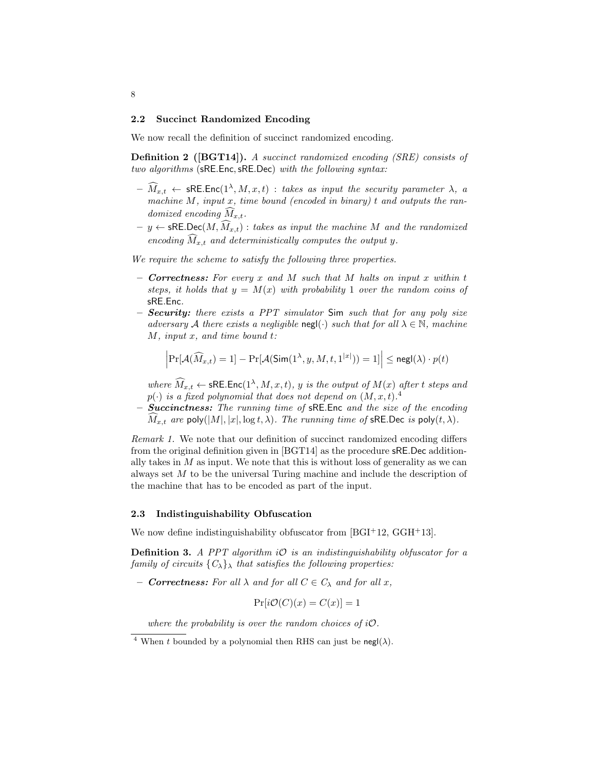### 2.2 Succinct Randomized Encoding

We now recall the definition of succinct randomized encoding.

**Definition 2 ([BGT14]).** *A succinct randomized encoding (SRE) consists of two algorithms* (sRE.Enc, sRE.Dec) *with the following syntax:*

- $\widehat{M}_{x,t} \leftarrow \mathsf{sRE.Enc}(1^\lambda, M, x, t)$ : *takes as input the security parameter* $\lambda$*, a machine* $M$*, input* $x$*, time bound (encoded in binary)* $t$ *and outputs the randomized encoding* $\widehat{M}_{x,t}$*.*
- $y \leftarrow \mathsf{sRE.Dec}(M, \widehat{M}_{x,t})$ : *takes as input the machine* $M$ *and the randomized encoding* $\widehat{M}_{x,t}$ *and deterministically computes the output* $y$*.*

*We require the scheme to satisfy the following three properties.*

- ***Correctness:*** *For every* $x$ *and* $M$ *such that* $M$ *halts on input* $x$ *within* $t$ *steps, it holds that* $y = M(x)$ *with probability* 1 *over the random coins of* sRE.Enc.
- ***Security:*** *there exists a PPT simulator* Sim *such that for any poly size adversary* $\mathcal{A}$ *there exists a negligible* $\mathsf{negl}(\cdot)$ *such that for all* $\lambda \in \mathbb{N}$*, machine* $M$*, input* $x$*, and time bound* $t$*:*

$$\left|\Pr[\mathcal{A}(\widehat{M}_{x,t}) = 1] - \Pr[\mathcal{A}(\mathsf{Sim}(1^\lambda, y, M, t, 1^{|x|})) = 1]\right| \leq \mathsf{negl}(\lambda) \cdot p(t)$$

  *where* $\widehat{M}_{x,t} \leftarrow \mathsf{sRE.Enc}(1^\lambda, M, x, t)$*,* $y$ *is the output of* $M(x)$ *after* $t$ *steps and* $p(\cdot)$ *is a fixed polynomial that does not depend on* $(M, x, t)$*.*[4]
- ***Succinctness:*** *The running time of* sRE.Enc *and the size of the encoding* $\widehat{M}_{x,t}$ *are* $\mathsf{poly}(|M|, |x|, \log t, \lambda)$*. The running time of* sRE.Dec *is* $\mathsf{poly}(t, \lambda)$*.*

*Remark 1.* We note that our definition of succinct randomized encoding differs from the original definition given in [BGT14] as the procedure sRE.Dec additionally takes in $M$ as input. We note that this is without loss of generality as we can always set $M$ to be the universal Turing machine and include the description of the machine that has to be encoded as part of the input.

### 2.3 Indistinguishability Obfuscation

We now define indistinguishability obfuscator from [BGI+12, GGH+13].

**Definition 3.** *A PPT algorithm* $i\mathcal{O}$ *is an indistinguishability obfuscator for a family of circuits* $\{C_\lambda\}_\lambda$ *that satisfies the following properties:*

- ***Correctness:*** *For all* $\lambda$ *and for all* $C \in C_\lambda$ *and for all* $x$*,*

$$\Pr[i\mathcal{O}(C)(x) = C(x)] = 1$$

  *where the probability is over the random choices of* $i\mathcal{O}$*.*

[4] When $t$ bounded by a polynomial then RHS can just be $\mathsf{negl}(\lambda)$.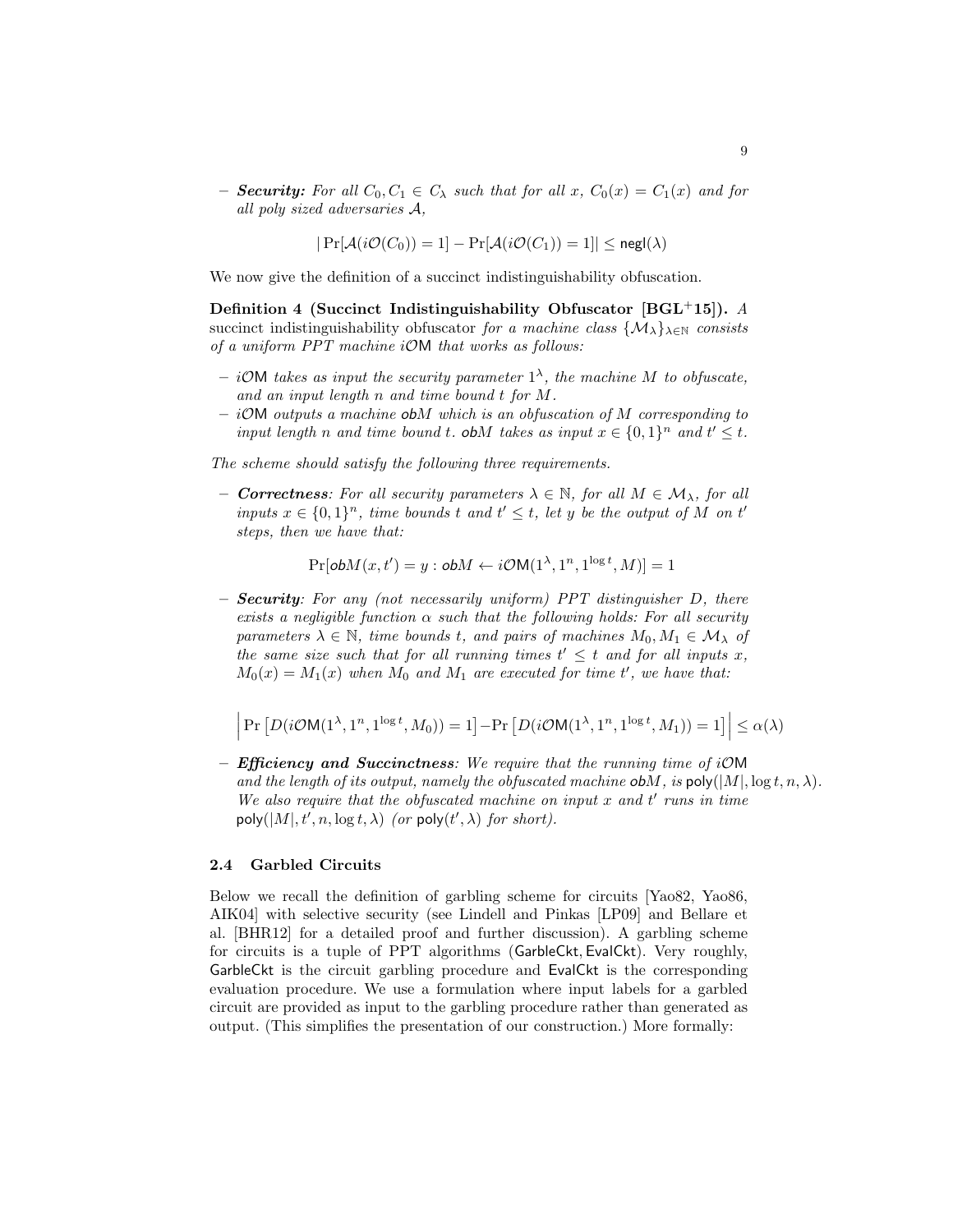– ***Security:*** *For all $C_0, C_1 \in C_\lambda$ such that for all $x$, $C_0(x) = C_1(x)$ and for all poly sized adversaries $\mathcal{A}$,*

$$|\Pr[\mathcal{A}(i\mathcal{O}(C_0)) = 1] - \Pr[\mathcal{A}(i\mathcal{O}(C_1)) = 1]| \leq \mathsf{negl}(\lambda)$$

We now give the definition of a succinct indistinguishability obfuscation.

**Definition 4 (Succinct Indistinguishability Obfuscator [BGL+15]).** *A succinct indistinguishability obfuscator for a machine class $\{\mathcal{M}_\lambda\}_{\lambda \in \mathbb{N}}$ consists of a uniform PPT machine $i\mathcal{O}\mathsf{M}$ that works as follows:*

– *$i\mathcal{O}\mathsf{M}$ takes as input the security parameter $1^\lambda$, the machine $M$ to obfuscate, and an input length $n$ and time bound $t$ for $M$.*
– *$i\mathcal{O}\mathsf{M}$ outputs a machine $\mathsf{ob}M$ which is an obfuscation of $M$ corresponding to input length $n$ and time bound $t$. $\mathsf{ob}M$ takes as input $x \in \{0,1\}^n$ and $t' \leq t$.*

*The scheme should satisfy the following three requirements.*

– ***Correctness**: For all security parameters $\lambda \in \mathbb{N}$, for all $M \in \mathcal{M}_\lambda$, for all inputs $x \in \{0,1\}^n$, time bounds $t$ and $t' \leq t$, let $y$ be the output of $M$ on $t'$ steps, then we have that:*

$$\Pr[\mathsf{ob}M(x, t') = y : \mathsf{ob}M \leftarrow i\mathcal{O}\mathsf{M}(1^\lambda, 1^n, 1^{\log t}, M)] = 1$$

– ***Security**: For any (not necessarily uniform) PPT distinguisher $D$, there exists a negligible function $\alpha$ such that the following holds: For all security parameters $\lambda \in \mathbb{N}$, time bounds $t$, and pairs of machines $M_0, M_1 \in \mathcal{M}_\lambda$ of the same size such that for all running times $t' \leq t$ and for all inputs $x$, $M_0(x) = M_1(x)$ when $M_0$ and $M_1$ are executed for time $t'$, we have that:*

$$\left| \Pr\left[D(i\mathcal{O}\mathsf{M}(1^\lambda, 1^n, 1^{\log t}, M_0)) = 1\right] - \Pr\left[D(i\mathcal{O}\mathsf{M}(1^\lambda, 1^n, 1^{\log t}, M_1)) = 1\right] \right| \leq \alpha(\lambda)$$

– ***Efficiency and Succinctness**: We require that the running time of $i\mathcal{O}\mathsf{M}$ and the length of its output, namely the obfuscated machine $\mathsf{ob}M$, is $\mathsf{poly}(|M|, \log t, n, \lambda)$. We also require that the obfuscated machine on input $x$ and $t'$ runs in time $\mathsf{poly}(|M|, t', n, \log t, \lambda)$ (or $\mathsf{poly}(t', \lambda)$ for short).*

### 2.4 Garbled Circuits

Below we recall the definition of garbling scheme for circuits [Yao82, Yao86, AIK04] with selective security (see Lindell and Pinkas [LP09] and Bellare et al. [BHR12] for a detailed proof and further discussion). A garbling scheme for circuits is a tuple of PPT algorithms ($\mathsf{GarbleCkt}, \mathsf{EvalCkt}$). Very roughly, $\mathsf{GarbleCkt}$ is the circuit garbling procedure and $\mathsf{EvalCkt}$ is the corresponding evaluation procedure. We use a formulation where input labels for a garbled circuit are provided as input to the garbling procedure rather than generated as output. (This simplifies the presentation of our construction.) More formally: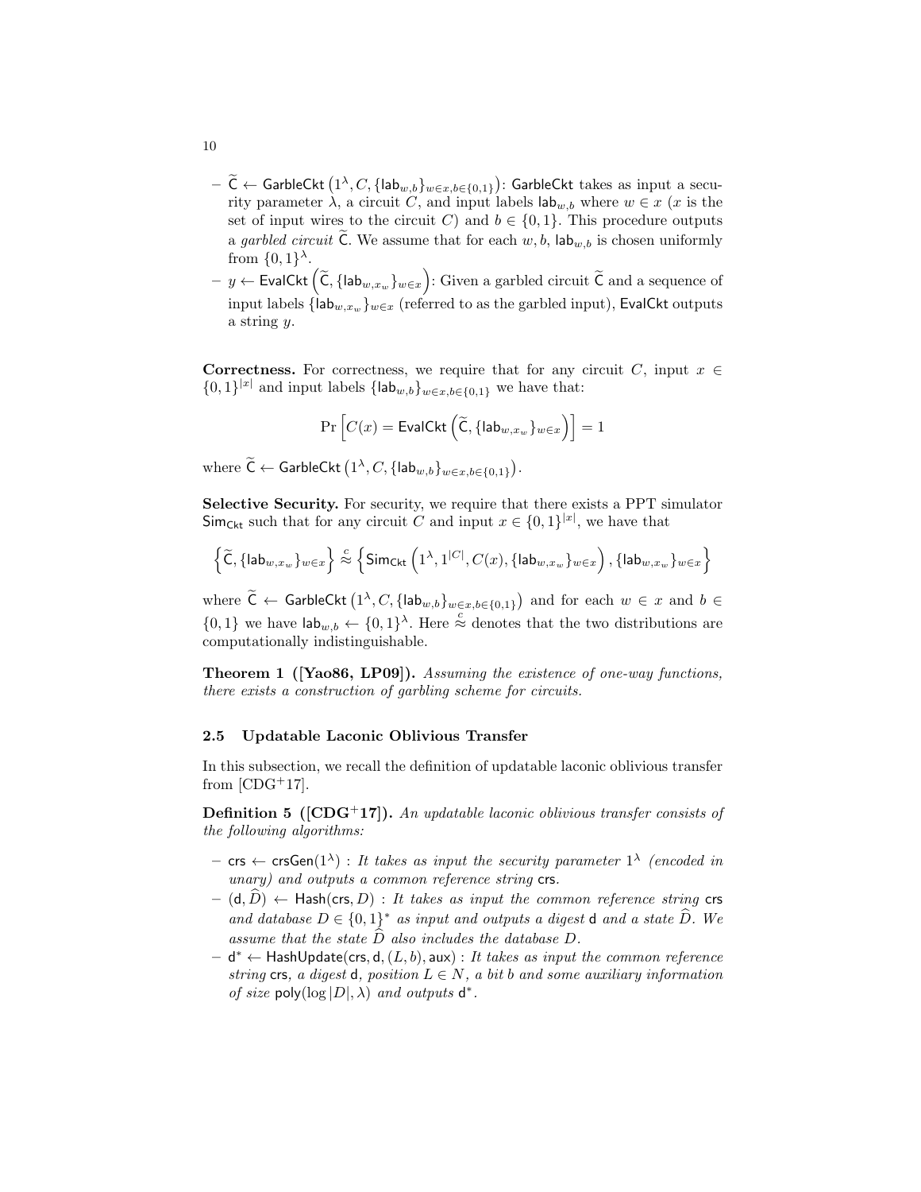– $\widetilde{\mathsf{C}} \leftarrow \mathsf{GarbleCkt}\left(1^\lambda, C, \{\mathsf{lab}_{w,b}\}_{w\in x, b\in\{0,1\}}\right)$: $\mathsf{GarbleCkt}$ takes as input a security parameter $\lambda$, a circuit $C$, and input labels $\mathsf{lab}_{w,b}$ where $w \in x$ ($x$ is the set of input wires to the circuit $C$) and $b \in \{0,1\}$. This procedure outputs a *garbled circuit* $\widetilde{\mathsf{C}}$. We assume that for each $w, b$, $\mathsf{lab}_{w,b}$ is chosen uniformly from $\{0,1\}^\lambda$.
– $y \leftarrow \mathsf{EvalCkt}\left(\widetilde{\mathsf{C}}, \{\mathsf{lab}_{w,x_w}\}_{w\in x}\right)$: Given a garbled circuit $\widetilde{\mathsf{C}}$ and a sequence of input labels $\{\mathsf{lab}_{w,x_w}\}_{w\in x}$ (referred to as the garbled input), $\mathsf{EvalCkt}$ outputs a string $y$.

**Correctness.** For correctness, we require that for any circuit $C$, input $x \in \{0,1\}^{|x|}$ and input labels $\{\mathsf{lab}_{w,b}\}_{w\in x, b\in\{0,1\}}$ we have that:

$$\Pr\left[C(x) = \mathsf{EvalCkt}\left(\widetilde{\mathsf{C}}, \{\mathsf{lab}_{w,x_w}\}_{w\in x}\right)\right] = 1$$

where $\widetilde{\mathsf{C}} \leftarrow \mathsf{GarbleCkt}\left(1^\lambda, C, \{\mathsf{lab}_{w,b}\}_{w\in x, b\in\{0,1\}}\right)$.

**Selective Security.** For security, we require that there exists a PPT simulator $\mathsf{Sim}_{\mathsf{Ckt}}$ such that for any circuit $C$ and input $x \in \{0,1\}^{|x|}$, we have that

$$\left\{\widetilde{\mathsf{C}}, \{\mathsf{lab}_{w,x_w}\}_{w\in x}\right\} \overset{c}{\approx} \left\{\mathsf{Sim}_{\mathsf{Ckt}}\left(1^\lambda, 1^{|C|}, C(x), \{\mathsf{lab}_{w,x_w}\}_{w\in x}\right), \{\mathsf{lab}_{w,x_w}\}_{w\in x}\right\}$$

where $\widetilde{\mathsf{C}} \leftarrow \mathsf{GarbleCkt}\left(1^\lambda, C, \{\mathsf{lab}_{w,b}\}_{w\in x, b\in\{0,1\}}\right)$ and for each $w \in x$ and $b \in \{0,1\}$ we have $\mathsf{lab}_{w,b} \leftarrow \{0,1\}^\lambda$. Here $\overset{c}{\approx}$ denotes that the two distributions are computationally indistinguishable.

**Theorem 1 ([Yao86, LP09]).** *Assuming the existence of one-way functions, there exists a construction of garbling scheme for circuits.*

### 2.5 Updatable Laconic Oblivious Transfer

In this subsection, we recall the definition of updatable laconic oblivious transfer from [CDG+17].

**Definition 5 ([CDG+17]).** *An updatable laconic oblivious transfer consists of the following algorithms:*

– $\mathsf{crs} \leftarrow \mathsf{crsGen}(1^\lambda)$ : *It takes as input the security parameter $1^\lambda$ (encoded in unary) and outputs a common reference string* $\mathsf{crs}$.
– $(\mathsf{d}, \widehat{D}) \leftarrow \mathsf{Hash}(\mathsf{crs}, D)$ : *It takes as input the common reference string* $\mathsf{crs}$ *and database $D \in \{0,1\}^*$ as input and outputs a digest* $\mathsf{d}$ *and a state $\widehat{D}$. We assume that the state $\widehat{D}$ also includes the database $D$.*
– $\mathsf{d}^* \leftarrow \mathsf{HashUpdate}(\mathsf{crs}, \mathsf{d}, (L, b), \mathsf{aux})$ : *It takes as input the common reference string* $\mathsf{crs}$*, a digest* $\mathsf{d}$*, position $L \in N$, a bit $b$ and some auxiliary information of size* $\mathsf{poly}(\log|D|, \lambda)$ *and outputs* $\mathsf{d}^*$.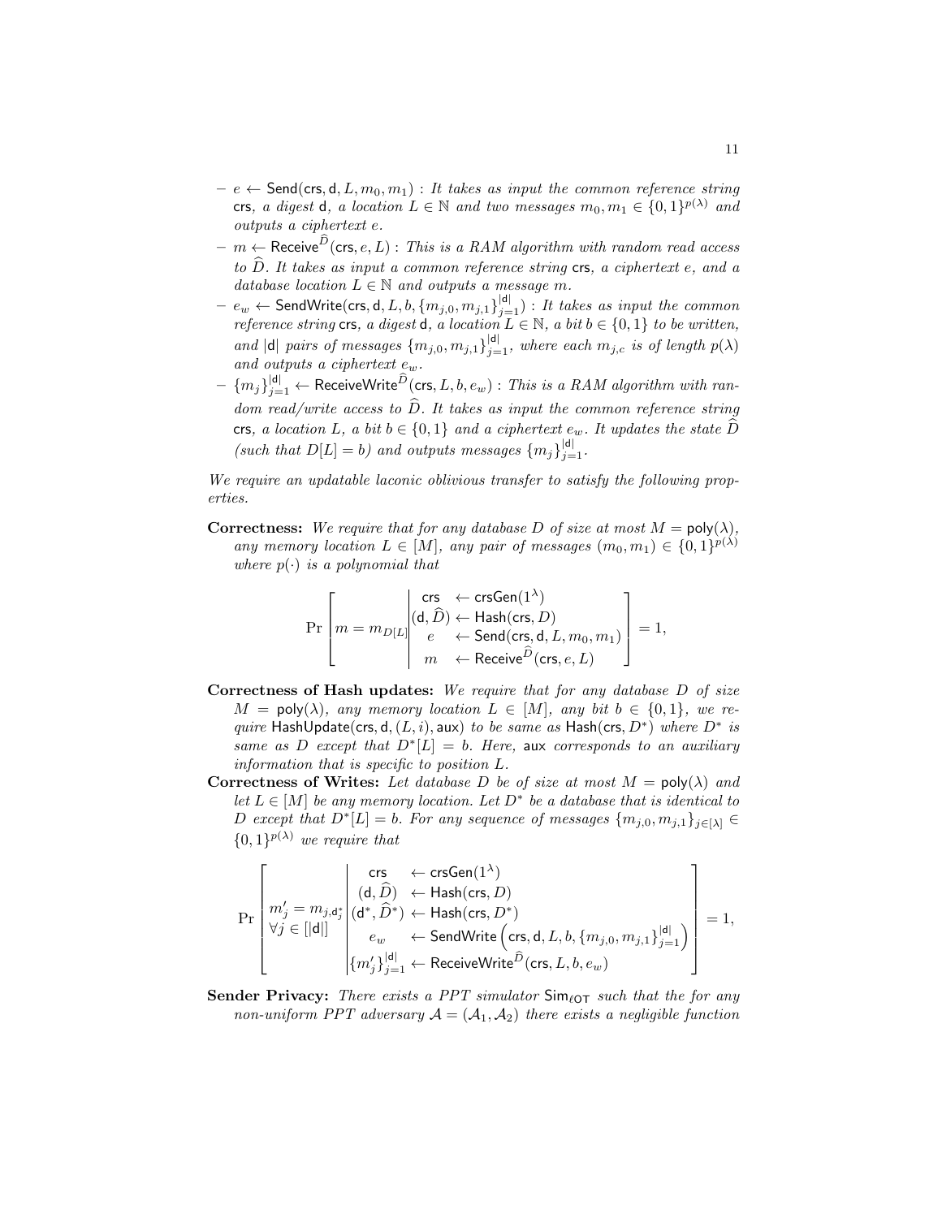- $e \leftarrow \mathsf{Send}(\mathsf{crs}, \mathsf{d}, L, m_0, m_1)$ : *It takes as input the common reference string* $\mathsf{crs}$*, a digest* $\mathsf{d}$*, a location* $L \in \mathbb{N}$ *and two messages* $m_0, m_1 \in \{0,1\}^{p(\lambda)}$ *and outputs a ciphertext* $e$*.*
- $m \leftarrow \mathsf{Receive}^{\widehat{D}}(\mathsf{crs}, e, L)$ : *This is a RAM algorithm with random read access to* $\widehat{D}$*. It takes as input a common reference string* $\mathsf{crs}$*, a ciphertext* $e$*, and a database location* $L \in \mathbb{N}$ *and outputs a message* $m$*.*
- $e_w \leftarrow \mathsf{SendWrite}(\mathsf{crs}, \mathsf{d}, L, b, \{m_{j,0}, m_{j,1}\}_{j=1}^{|\mathsf{d}|})$ : *It takes as input the common reference string* $\mathsf{crs}$*, a digest* $\mathsf{d}$*, a location* $L \in \mathbb{N}$*, a bit* $b \in \{0,1\}$ *to be written, and* $|\mathsf{d}|$ *pairs of messages* $\{m_{j,0}, m_{j,1}\}_{j=1}^{|\mathsf{d}|}$*, where each* $m_{j,c}$ *is of length* $p(\lambda)$ *and outputs a ciphertext* $e_w$*.*
- $\{m_j\}_{j=1}^{|\mathsf{d}|} \leftarrow \mathsf{ReceiveWrite}^{\widehat{D}}(\mathsf{crs}, L, b, e_w)$ : *This is a RAM algorithm with random read/write access to* $\widehat{D}$*. It takes as input the common reference string* $\mathsf{crs}$*, a location* $L$*, a bit* $b \in \{0,1\}$ *and a ciphertext* $e_w$*. It updates the state* $\widehat{D}$ *(such that* $D[L] = b$*) and outputs messages* $\{m_j\}_{j=1}^{|\mathsf{d}|}$*.*

*We require an updatable laconic oblivious transfer to satisfy the following properties.*

**Correctness:** *We require that for any database* $D$ *of size at most* $M = \mathsf{poly}(\lambda)$*, any memory location* $L \in [M]$*, any pair of messages* $(m_0, m_1) \in \{0,1\}^{p(\lambda)}$ *where* $p(\cdot)$ *is a polynomial that*

$$\Pr\left[ m = m_{D[L]} \,\middle|\, \begin{array}{rl} \mathsf{crs} & \leftarrow \mathsf{crsGen}(1^\lambda) \\ (\mathsf{d}, \widehat{D}) & \leftarrow \mathsf{Hash}(\mathsf{crs}, D) \\ e & \leftarrow \mathsf{Send}(\mathsf{crs}, \mathsf{d}, L, m_0, m_1) \\ m & \leftarrow \mathsf{Receive}^{\widehat{D}}(\mathsf{crs}, e, L) \end{array} \right] = 1,$$

**Correctness of Hash updates:** *We require that for any database* $D$ *of size* $M = \mathsf{poly}(\lambda)$*, any memory location* $L \in [M]$*, any bit* $b \in \{0,1\}$*, we require* $\mathsf{HashUpdate}(\mathsf{crs}, \mathsf{d}, (L, i), \mathsf{aux})$ *to be same as* $\mathsf{Hash}(\mathsf{crs}, D^*)$ *where* $D^*$ *is same as* $D$ *except that* $D^*[L] = b$*. Here,* $\mathsf{aux}$ *corresponds to an auxiliary information that is specific to position* $L$*.*

**Correctness of Writes:** *Let database* $D$ *be of size at most* $M = \mathsf{poly}(\lambda)$ *and let* $L \in [M]$ *be any memory location. Let* $D^*$ *be a database that is identical to* $D$ *except that* $D^*[L] = b$*. For any sequence of messages* $\{m_{j,0}, m_{j,1}\}_{j \in [\lambda]} \in \{0,1\}^{p(\lambda)}$ *we require that*

$$\Pr\left[ \begin{array}{l} m'_j = m_{j,\mathsf{d}^*_j} \\ \forall j \in [|\mathsf{d}|] \end{array} \,\middle|\, \begin{array}{rl} \mathsf{crs} & \leftarrow \mathsf{crsGen}(1^\lambda) \\ (\mathsf{d}, \widehat{D}) & \leftarrow \mathsf{Hash}(\mathsf{crs}, D) \\ (\mathsf{d}^*, \widehat{D}^*) & \leftarrow \mathsf{Hash}(\mathsf{crs}, D^*) \\ e_w & \leftarrow \mathsf{SendWrite}\left(\mathsf{crs}, \mathsf{d}, L, b, \{m_{j,0}, m_{j,1}\}_{j=1}^{|\mathsf{d}|}\right) \\ \{m'_j\}_{j=1}^{|\mathsf{d}|} & \leftarrow \mathsf{ReceiveWrite}^{\widehat{D}}(\mathsf{crs}, L, b, e_w) \end{array} \right] = 1,$$

**Sender Privacy:** *There exists a PPT simulator* $\mathsf{Sim}_{\ell\mathsf{OT}}$ *such that the for any non-uniform PPT adversary* $\mathcal{A} = (\mathcal{A}_1, \mathcal{A}_2)$ *there exists a negligible function*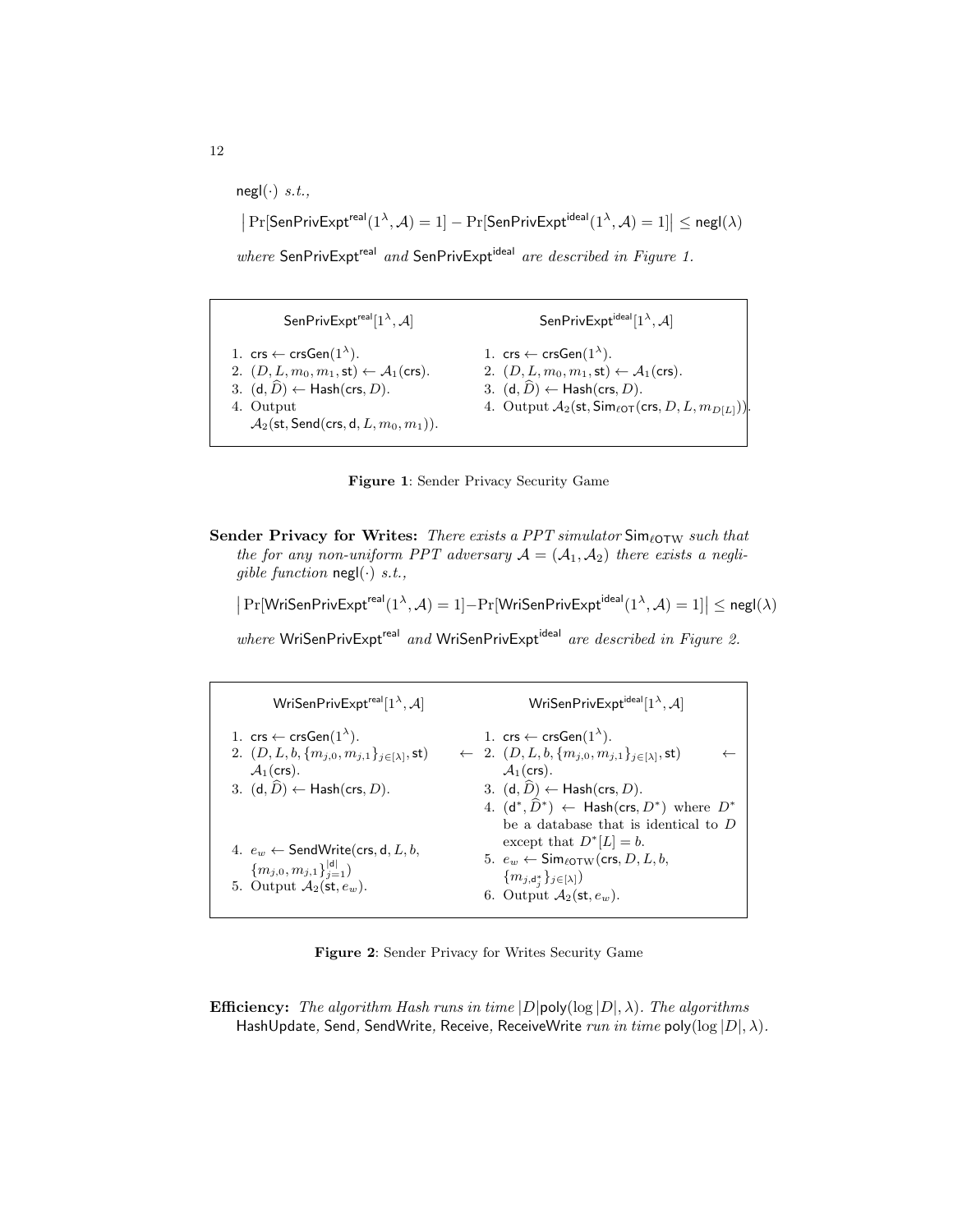$\mathsf{negl}(\cdot)$ *s.t.,*

$$\big|\Pr[\mathsf{SenPrivExpt}^{\mathsf{real}}(1^\lambda, \mathcal{A}) = 1] - \Pr[\mathsf{SenPrivExpt}^{\mathsf{ideal}}(1^\lambda, \mathcal{A}) = 1]\big| \leq \mathsf{negl}(\lambda)$$

*where* $\mathsf{SenPrivExpt}^{\mathsf{real}}$ *and* $\mathsf{SenPrivExpt}^{\mathsf{ideal}}$ *are described in Figure 1.*

| $\mathsf{SenPrivExpt}^{\mathsf{real}}[1^\lambda, \mathcal{A}]$ | $\mathsf{SenPrivExpt}^{\mathsf{ideal}}[1^\lambda, \mathcal{A}]$ |
|---|---|
| 1. $\mathsf{crs} \leftarrow \mathsf{crsGen}(1^\lambda)$. | 1. $\mathsf{crs} \leftarrow \mathsf{crsGen}(1^\lambda)$. |
| 2. $(D, L, m_0, m_1, \mathsf{st}) \leftarrow \mathcal{A}_1(\mathsf{crs})$. | 2. $(D, L, m_0, m_1, \mathsf{st}) \leftarrow \mathcal{A}_1(\mathsf{crs})$. |
| 3. $(\mathsf{d}, \widehat{D}) \leftarrow \mathsf{Hash}(\mathsf{crs}, D)$. | 3. $(\mathsf{d}, \widehat{D}) \leftarrow \mathsf{Hash}(\mathsf{crs}, D)$. |
| 4. Output $\mathcal{A}_2(\mathsf{st}, \mathsf{Send}(\mathsf{crs}, \mathsf{d}, L, m_0, m_1))$. | 4. Output $\mathcal{A}_2(\mathsf{st}, \mathsf{Sim}_{\ell\mathsf{OT}}(\mathsf{crs}, D, L, m_{D[L]}))$. |

**Figure 1**: Sender Privacy Security Game

**Sender Privacy for Writes:** *There exists a PPT simulator* $\mathsf{Sim}_{\ell\mathsf{OTW}}$ *such that the for any non-uniform PPT adversary* $\mathcal{A} = (\mathcal{A}_1, \mathcal{A}_2)$ *there exists a negligible function* $\mathsf{negl}(\cdot)$ *s.t.,*

$$\big|\Pr[\mathsf{WriSenPrivExpt}^{\mathsf{real}}(1^\lambda, \mathcal{A}) = 1] - \Pr[\mathsf{WriSenPrivExpt}^{\mathsf{ideal}}(1^\lambda, \mathcal{A}) = 1]\big| \leq \mathsf{negl}(\lambda)$$

*where* $\mathsf{WriSenPrivExpt}^{\mathsf{real}}$ *and* $\mathsf{WriSenPrivExpt}^{\mathsf{ideal}}$ *are described in Figure 2.*

| $\mathsf{WriSenPrivExpt}^{\mathsf{real}}[1^\lambda, \mathcal{A}]$ | $\mathsf{WriSenPrivExpt}^{\mathsf{ideal}}[1^\lambda, \mathcal{A}]$ |
|---|---|
| 1. $\mathsf{crs} \leftarrow \mathsf{crsGen}(1^\lambda)$. | 1. $\mathsf{crs} \leftarrow \mathsf{crsGen}(1^\lambda)$. |
| 2. $(D, L, b, \{m_{j,0}, m_{j,1}\}_{j\in[\lambda]}, \mathsf{st}) \leftarrow \mathcal{A}_1(\mathsf{crs})$. | 2. $(D, L, b, \{m_{j,0}, m_{j,1}\}_{j\in[\lambda]}, \mathsf{st}) \leftarrow \mathcal{A}_1(\mathsf{crs})$. |
| 3. $(\mathsf{d}, \widehat{D}) \leftarrow \mathsf{Hash}(\mathsf{crs}, D)$. | 3. $(\mathsf{d}, \widehat{D}) \leftarrow \mathsf{Hash}(\mathsf{crs}, D)$. |
| | 4. $(\mathsf{d}^*, \widehat{D}^*) \leftarrow \mathsf{Hash}(\mathsf{crs}, D^*)$ where $D^*$ be a database that is identical to $D$ except that $D^*[L] = b$. |
| 4. $e_w \leftarrow \mathsf{SendWrite}(\mathsf{crs}, \mathsf{d}, L, b, \{m_{j,0}, m_{j,1}\}_{j=1}^{\lvert\mathsf{d}\rvert})$ | 5. $e_w \leftarrow \mathsf{Sim}_{\ell\mathsf{OTW}}(\mathsf{crs}, D, L, b, \{m_{j,\mathsf{d}^*_j}\}_{j\in[\lambda]})$ |
| 5. Output $\mathcal{A}_2(\mathsf{st}, e_w)$. | 6. Output $\mathcal{A}_2(\mathsf{st}, e_w)$. |

**Figure 2**: Sender Privacy for Writes Security Game

**Efficiency:** *The algorithm Hash runs in time* $|D|\mathsf{poly}(\log |D|, \lambda)$. *The algorithms* $\mathsf{HashUpdate}$, $\mathsf{Send}$, $\mathsf{SendWrite}$, $\mathsf{Receive}$, $\mathsf{ReceiveWrite}$ *run in time* $\mathsf{poly}(\log |D|, \lambda)$.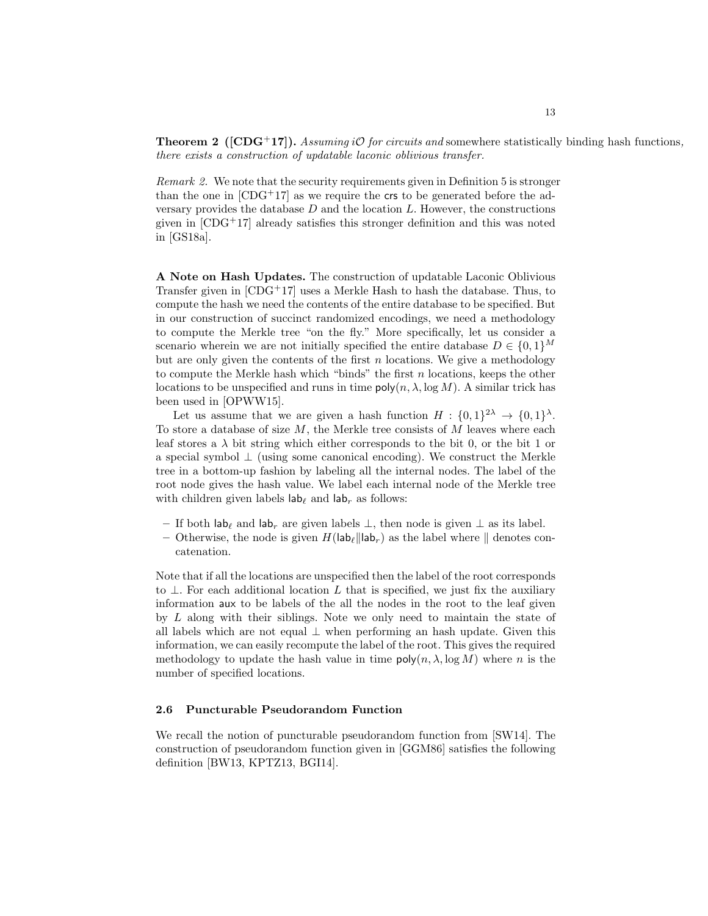**Theorem 2 ([CDG+17]).** *Assuming $i\mathcal{O}$ for circuits and* somewhere statistically binding hash functions, *there exists a construction of updatable laconic oblivious transfer.*

*Remark 2.* We note that the security requirements given in Definition 5 is stronger than the one in [CDG+17] as we require the crs to be generated before the adversary provides the database $D$ and the location $L$. However, the constructions given in [CDG+17] already satisfies this stronger definition and this was noted in [GS18a].

**A Note on Hash Updates.** The construction of updatable Laconic Oblivious Transfer given in [CDG+17] uses a Merkle Hash to hash the database. Thus, to compute the hash we need the contents of the entire database to be specified. But in our construction of succinct randomized encodings, we need a methodology to compute the Merkle tree "on the fly." More specifically, let us consider a scenario wherein we are not initially specified the entire database $D \in \{0,1\}^M$ but are only given the contents of the first $n$ locations. We give a methodology to compute the Merkle hash which "binds" the first $n$ locations, keeps the other locations to be unspecified and runs in time $\mathsf{poly}(n, \lambda, \log M)$. A similar trick has been used in [OPWW15].

Let us assume that we are given a hash function $H : \{0,1\}^{2\lambda} \rightarrow \{0,1\}^{\lambda}$. To store a database of size $M$, the Merkle tree consists of $M$ leaves where each leaf stores a $\lambda$ bit string which either corresponds to the bit 0, or the bit 1 or a special symbol $\perp$ (using some canonical encoding). We construct the Merkle tree in a bottom-up fashion by labeling all the internal nodes. The label of the root node gives the hash value. We label each internal node of the Merkle tree with children given labels $\mathsf{lab}_\ell$ and $\mathsf{lab}_r$ as follows:

- If both $\mathsf{lab}_\ell$ and $\mathsf{lab}_r$ are given labels $\perp$, then node is given $\perp$ as its label.
- Otherwise, the node is given $H(\mathsf{lab}_\ell \| \mathsf{lab}_r)$ as the label where $\|$ denotes concatenation.

Note that if all the locations are unspecified then the label of the root corresponds to $\perp$. For each additional location $L$ that is specified, we just fix the auxiliary information aux to be labels of the all the nodes in the root to the leaf given by $L$ along with their siblings. Note we only need to maintain the state of all labels which are not equal $\perp$ when performing an hash update. Given this information, we can easily recompute the label of the root. This gives the required methodology to update the hash value in time $\mathsf{poly}(n, \lambda, \log M)$ where $n$ is the number of specified locations.

### 2.6 Puncturable Pseudorandom Function

We recall the notion of puncturable pseudorandom function from [SW14]. The construction of pseudorandom function given in [GGM86] satisfies the following definition [BW13, KPTZ13, BGI14].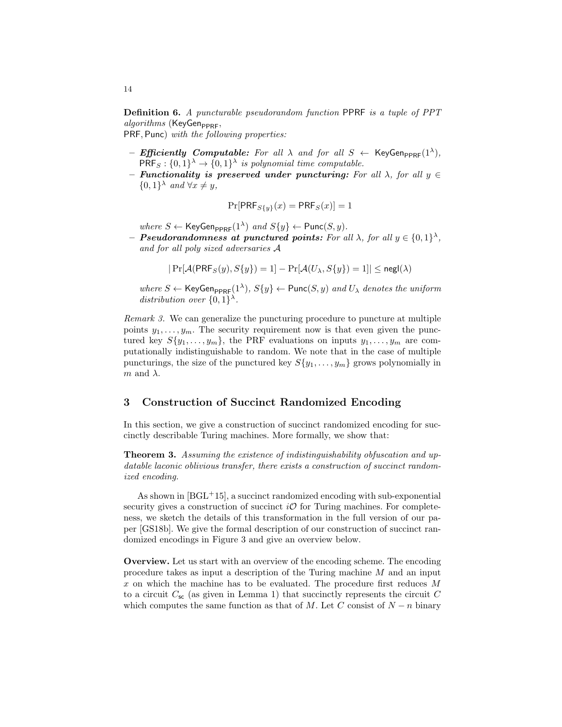**Definition 6.** *A puncturable pseudorandom function* PPRF *is a tuple of PPT algorithms* ($\mathsf{KeyGen}_{\mathsf{PPRF}}$, $\mathsf{PRF}, \mathsf{Punc}$) *with the following properties:*

- ***Efficiently Computable:*** *For all $\lambda$ and for all $S \leftarrow \mathsf{KeyGen}_{\mathsf{PPRF}}(1^\lambda)$, $\mathsf{PRF}_S : \{0,1\}^\lambda \rightarrow \{0,1\}^\lambda$ is polynomial time computable.*
- ***Functionality is preserved under puncturing:*** *For all $\lambda$, for all $y \in \{0,1\}^\lambda$ and $\forall x \neq y$,*

$$\Pr[\mathsf{PRF}_{S\{y\}}(x) = \mathsf{PRF}_S(x)] = 1$$

*where $S \leftarrow \mathsf{KeyGen}_{\mathsf{PPRF}}(1^\lambda)$ and $S\{y\} \leftarrow \mathsf{Punc}(S, y)$.*
- ***Pseudorandomness at punctured points:*** *For all $\lambda$, for all $y \in \{0,1\}^\lambda$, and for all poly sized adversaries $\mathcal{A}$*

$$|\Pr[\mathcal{A}(\mathsf{PRF}_S(y), S\{y\}) = 1] - \Pr[\mathcal{A}(U_\lambda, S\{y\}) = 1]| \leq \mathsf{negl}(\lambda)$$

*where $S \leftarrow \mathsf{KeyGen}_{\mathsf{PPRF}}(1^\lambda)$, $S\{y\} \leftarrow \mathsf{Punc}(S, y)$ and $U_\lambda$ denotes the uniform distribution over $\{0,1\}^\lambda$.*

*Remark 3.* We can generalize the puncturing procedure to puncture at multiple points $y_1, \ldots, y_m$. The security requirement now is that even given the punctured key $S\{y_1, \ldots, y_m\}$, the PRF evaluations on inputs $y_1, \ldots, y_m$ are computationally indistinguishable to random. We note that in the case of multiple puncturings, the size of the punctured key $S\{y_1, \ldots, y_m\}$ grows polynomially in $m$ and $\lambda$.

## 3 Construction of Succinct Randomized Encoding

In this section, we give a construction of succinct randomized encoding for succinctly describable Turing machines. More formally, we show that:

**Theorem 3.** *Assuming the existence of indistinguishability obfuscation and updatable laconic oblivious transfer, there exists a construction of succinct randomized encoding.*

As shown in [BGL+15], a succinct randomized encoding with sub-exponential security gives a construction of succinct $i\mathcal{O}$ for Turing machines. For completeness, we sketch the details of this transformation in the full version of our paper [GS18b]. We give the formal description of our construction of succinct randomized encodings in Figure 3 and give an overview below.

**Overview.** Let us start with an overview of the encoding scheme. The encoding procedure takes as input a description of the Turing machine $M$ and an input $x$ on which the machine has to be evaluated. The procedure first reduces $M$ to a circuit $C_{\mathsf{sc}}$ (as given in Lemma 1) that succinctly represents the circuit $C$ which computes the same function as that of $M$. Let $C$ consist of $N - n$ binary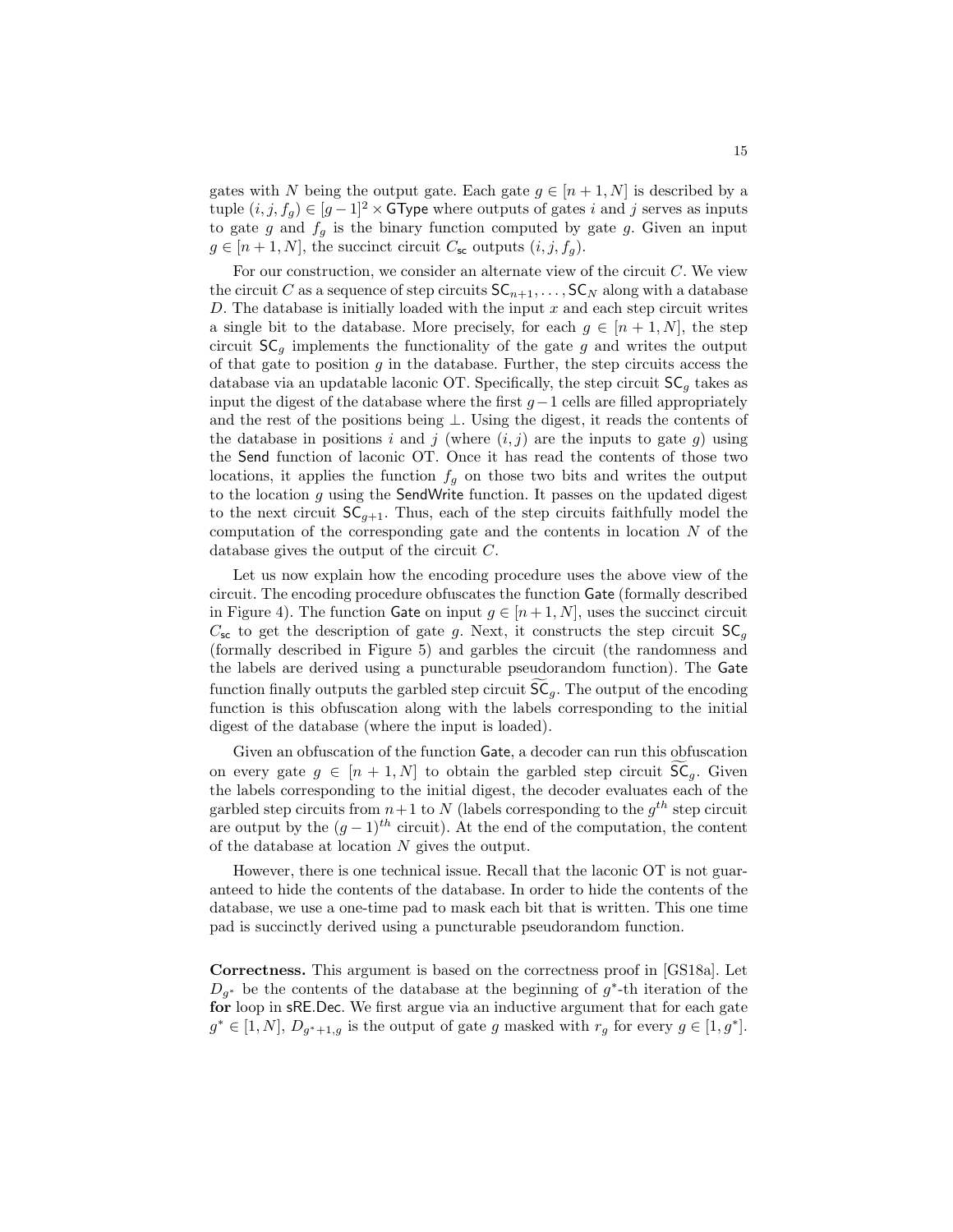gates with $N$ being the output gate. Each gate $g \in [n+1, N]$ is described by a tuple $(i, j, f_g) \in [g-1]^2 \times \mathsf{GType}$ where outputs of gates $i$ and $j$ serves as inputs to gate $g$ and $f_g$ is the binary function computed by gate $g$. Given an input $g \in [n+1, N]$, the succinct circuit $C_{\mathsf{sc}}$ outputs $(i, j, f_g)$.

For our construction, we consider an alternate view of the circuit $C$. We view the circuit $C$ as a sequence of step circuits $\mathsf{SC}_{n+1}, \ldots, \mathsf{SC}_N$ along with a database $D$. The database is initially loaded with the input $x$ and each step circuit writes a single bit to the database. More precisely, for each $g \in [n+1, N]$, the step circuit $\mathsf{SC}_g$ implements the functionality of the gate $g$ and writes the output of that gate to position $g$ in the database. Further, the step circuits access the database via an updatable laconic OT. Specifically, the step circuit $\mathsf{SC}_g$ takes as input the digest of the database where the first $g-1$ cells are filled appropriately and the rest of the positions being $\perp$. Using the digest, it reads the contents of the database in positions $i$ and $j$ (where $(i, j)$ are the inputs to gate $g$) using the $\mathsf{Send}$ function of laconic OT. Once it has read the contents of those two locations, it applies the function $f_g$ on those two bits and writes the output to the location $g$ using the $\mathsf{SendWrite}$ function. It passes on the updated digest to the next circuit $\mathsf{SC}_{g+1}$. Thus, each of the step circuits faithfully model the computation of the corresponding gate and the contents in location $N$ of the database gives the output of the circuit $C$.

Let us now explain how the encoding procedure uses the above view of the circuit. The encoding procedure obfuscates the function $\mathsf{Gate}$ (formally described in Figure 4). The function $\mathsf{Gate}$ on input $g \in [n+1, N]$, uses the succinct circuit $C_{\mathsf{sc}}$ to get the description of gate $g$. Next, it constructs the step circuit $\mathsf{SC}_g$ (formally described in Figure 5) and garbles the circuit (the randomness and the labels are derived using a puncturable pseudorandom function). The $\mathsf{Gate}$ function finally outputs the garbled step circuit $\widetilde{\mathsf{SC}}_g$. The output of the encoding function is this obfuscation along with the labels corresponding to the initial digest of the database (where the input is loaded).

Given an obfuscation of the function $\mathsf{Gate}$, a decoder can run this obfuscation on every gate $g \in [n+1, N]$ to obtain the garbled step circuit $\widetilde{\mathsf{SC}}_g$. Given the labels corresponding to the initial digest, the decoder evaluates each of the garbled step circuits from $n+1$ to $N$ (labels corresponding to the $g^{th}$ step circuit are output by the $(g-1)^{th}$ circuit). At the end of the computation, the content of the database at location $N$ gives the output.

However, there is one technical issue. Recall that the laconic OT is not guaranteed to hide the contents of the database. In order to hide the contents of the database, we use a one-time pad to mask each bit that is written. This one time pad is succinctly derived using a puncturable pseudorandom function.

**Correctness.** This argument is based on the correctness proof in [GS18a]. Let $D_{g^*}$ be the contents of the database at the beginning of $g^*$-th iteration of the **for** loop in $\mathsf{sRE.Dec}$. We first argue via an inductive argument that for each gate $g^* \in [1, N]$, $D_{g^*+1,g}$ is the output of gate $g$ masked with $r_g$ for every $g \in [1, g^*]$.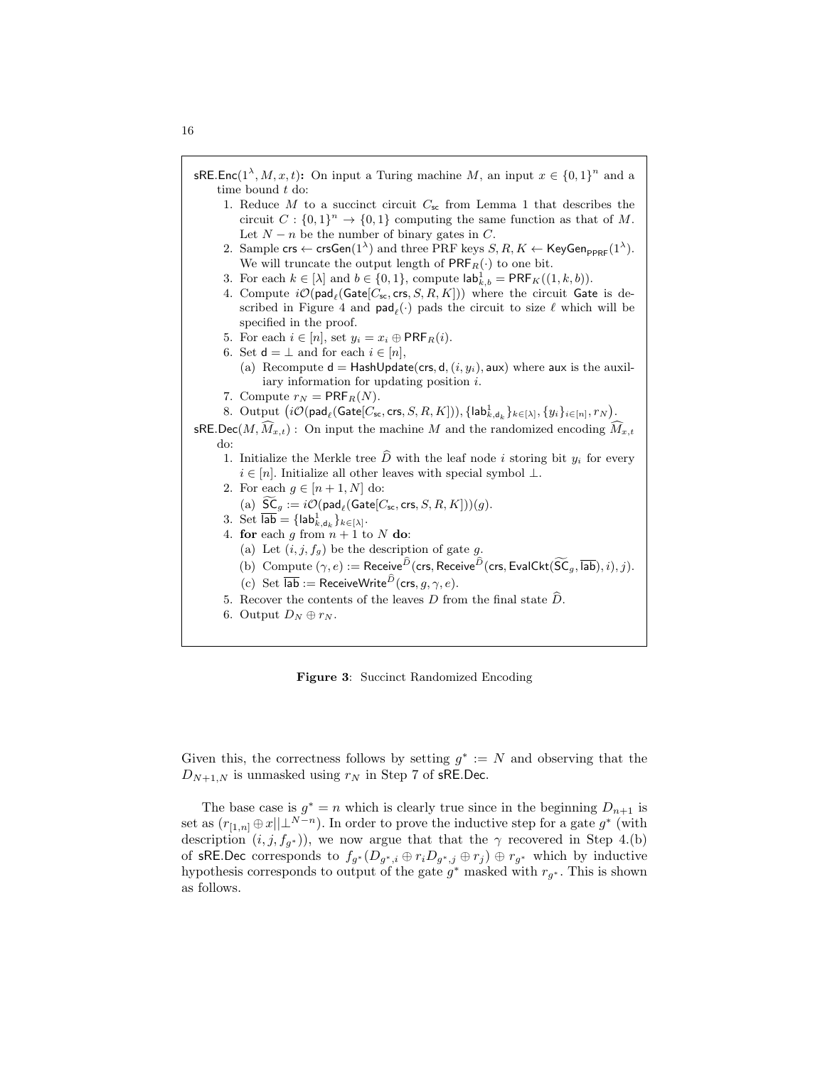$\mathsf{sRE.Enc}(1^\lambda, M, x, t)$**:** On input a Turing machine $M$, an input $x \in \{0,1\}^n$ and a time bound $t$ do:

1. Reduce $M$ to a succinct circuit $C_{\mathsf{sc}}$ from Lemma 1 that describes the circuit $C : \{0,1\}^n \to \{0,1\}$ computing the same function as that of $M$. Let $N - n$ be the number of binary gates in $C$.
2. Sample $\mathsf{crs} \leftarrow \mathsf{crsGen}(1^\lambda)$ and three PRF keys $S, R, K \leftarrow \mathsf{KeyGen}_{\mathsf{PPRF}}(1^\lambda)$. We will truncate the output length of $\mathsf{PRF}_R(\cdot)$ to one bit.
3. For each $k \in [\lambda]$ and $b \in \{0,1\}$, compute $\mathsf{lab}^1_{k,b} = \mathsf{PRF}_K((1,k,b))$.
4. Compute $i\mathcal{O}(\mathsf{pad}_\ell(\mathsf{Gate}[C_{\mathsf{sc}}, \mathsf{crs}, S, R, K]))$ where the circuit $\mathsf{Gate}$ is described in Figure 4 and $\mathsf{pad}_\ell(\cdot)$ pads the circuit to size $\ell$ which will be specified in the proof.
5. For each $i \in [n]$, set $y_i = x_i \oplus \mathsf{PRF}_R(i)$.
6. Set $\mathsf{d} = \perp$ and for each $i \in [n]$,
   (a) Recompute $\mathsf{d} = \mathsf{HashUpdate}(\mathsf{crs}, \mathsf{d}, (i, y_i), \mathsf{aux})$ where $\mathsf{aux}$ is the auxiliary information for updating position $i$.
7. Compute $r_N = \mathsf{PRF}_R(N)$.
8. Output $\big(i\mathcal{O}(\mathsf{pad}_\ell(\mathsf{Gate}[C_{\mathsf{sc}}, \mathsf{crs}, S, R, K])), \{\mathsf{lab}^1_{k,\mathsf{d}_k}\}_{k\in[\lambda]}, \{y_i\}_{i\in[n]}, r_N\big)$.

$\mathsf{sRE.Dec}(M, \widehat{M}_{x,t})$ : On input the machine $M$ and the randomized encoding $\widehat{M}_{x,t}$ do:

1. Initialize the Merkle tree $\widehat{D}$ with the leaf node $i$ storing bit $y_i$ for every $i \in [n]$. Initialize all other leaves with special symbol $\perp$.
2. For each $g \in [n+1, N]$ do:
   (a) $\widetilde{\mathsf{SC}}_g := i\mathcal{O}(\mathsf{pad}_\ell(\mathsf{Gate}[C_{\mathsf{sc}}, \mathsf{crs}, S, R, K]))(g)$.
3. Set $\overline{\mathsf{lab}} = \{\mathsf{lab}^1_{k,\mathsf{d}_k}\}_{k\in[\lambda]}$.
4. **for** each $g$ from $n+1$ to $N$ **do**:
   (a) Let $(i, j, f_g)$ be the description of gate $g$.
   (b) Compute $(\gamma, e) := \mathsf{Receive}^{\widehat{D}}(\mathsf{crs}, \mathsf{Receive}^{\widehat{D}}(\mathsf{crs}, \mathsf{EvalCkt}(\widetilde{\mathsf{SC}}_g, \overline{\mathsf{lab}}), i), j)$.
   (c) Set $\overline{\mathsf{lab}} := \mathsf{ReceiveWrite}^{\widehat{D}}(\mathsf{crs}, g, \gamma, e)$.
5. Recover the contents of the leaves $D$ from the final state $\widehat{D}$.
6. Output $D_N \oplus r_N$.

**Figure 3**: Succinct Randomized Encoding

Given this, the correctness follows by setting $g^* := N$ and observing that the $D_{N+1,N}$ is unmasked using $r_N$ in Step 7 of $\mathsf{sRE.Dec}$.

The base case is $g^* = n$ which is clearly true since in the beginning $D_{n+1}$ is set as $(r_{[1,n]} \oplus x || \perp^{N-n})$. In order to prove the inductive step for a gate $g^*$ (with description $(i, j, f_{g^*})$), we now argue that that the $\gamma$ recovered in Step 4.(b) of $\mathsf{sRE.Dec}$ corresponds to $f_{g^*}(D_{g^*,i} \oplus r_i D_{g^*,j} \oplus r_j) \oplus r_{g^*}$ which by inductive hypothesis corresponds to output of the gate $g^*$ masked with $r_{g^*}$. This is shown as follows.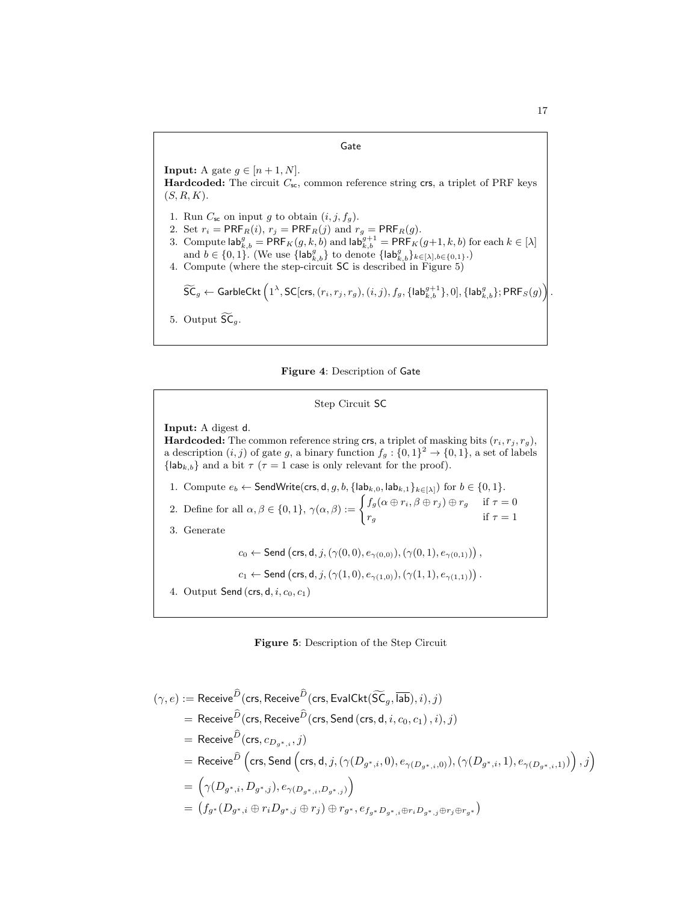**Gate**

**Input:** A gate $g \in [n+1, N]$.
**Hardcoded:** The circuit $C_{\mathsf{sc}}$, common reference string $\mathsf{crs}$, a triplet of PRF keys $(S, R, K)$.

1. Run $C_{\mathsf{sc}}$ on input $g$ to obtain $(i, j, f_g)$.
2. Set $r_i = \mathsf{PRF}_R(i)$, $r_j = \mathsf{PRF}_R(j)$ and $r_g = \mathsf{PRF}_R(g)$.
3. Compute $\mathsf{lab}^g_{k,b} = \mathsf{PRF}_K(g, k, b)$ and $\mathsf{lab}^{g+1}_{k,b} = \mathsf{PRF}_K(g+1, k, b)$ for each $k \in [\lambda]$ and $b \in \{0,1\}$. (We use $\{\mathsf{lab}^g_{k,b}\}$ to denote $\{\mathsf{lab}^g_{k,b}\}_{k\in[\lambda], b\in\{0,1\}}$.)
4. Compute (where the step-circuit $\mathsf{SC}$ is described in Figure 5)
$$\widetilde{\mathsf{SC}}_g \leftarrow \mathsf{GarbleCkt}\left(1^\lambda, \mathsf{SC}[\mathsf{crs}, (r_i, r_j, r_g), (i,j), f_g, \{\mathsf{lab}^{g+1}_{k,b}\}, 0], \{\mathsf{lab}^g_{k,b}\}; \mathsf{PRF}_S(g)\right).$$
5. Output $\widetilde{\mathsf{SC}}_g$.

**Figure 4**: Description of Gate

**Step Circuit SC**

**Input:** A digest $\mathsf{d}$.
**Hardcoded:** The common reference string $\mathsf{crs}$, a triplet of masking bits $(r_i, r_j, r_g)$, a description $(i,j)$ of gate $g$, a binary function $f_g : \{0,1\}^2 \to \{0,1\}$, a set of labels $\{\mathsf{lab}_{k,b}\}$ and a bit $\tau$ ($\tau = 1$ case is only relevant for the proof).

1. Compute $e_b \leftarrow \mathsf{SendWrite}(\mathsf{crs}, \mathsf{d}, g, b, \{\mathsf{lab}_{k,0}, \mathsf{lab}_{k,1}\}_{k\in[\lambda]})$ for $b \in \{0,1\}$.
2. Define for all $\alpha, \beta \in \{0,1\}$, $\gamma(\alpha, \beta) := \begin{cases} f_g(\alpha \oplus r_i, \beta \oplus r_j) \oplus r_g & \text{if } \tau = 0 \\ r_g & \text{if } \tau = 1 \end{cases}$
3. Generate
$$c_0 \leftarrow \mathsf{Send}\left(\mathsf{crs}, \mathsf{d}, j, (\gamma(0,0), e_{\gamma(0,0)}), (\gamma(0,1), e_{\gamma(0,1)})\right),$$
$$c_1 \leftarrow \mathsf{Send}\left(\mathsf{crs}, \mathsf{d}, j, (\gamma(1,0), e_{\gamma(1,0)}), (\gamma(1,1), e_{\gamma(1,1)})\right).$$
4. Output $\mathsf{Send}(\mathsf{crs}, \mathsf{d}, i, c_0, c_1)$

**Figure 5**: Description of the Step Circuit

$$\begin{aligned}
(\gamma, e) &:= \mathsf{Receive}^{\widehat{D}}(\mathsf{crs}, \mathsf{Receive}^{\widehat{D}}(\mathsf{crs}, \mathsf{EvalCkt}(\widetilde{\mathsf{SC}}_g, \overline{\mathsf{lab}}), i), j) \\
&= \mathsf{Receive}^{\widehat{D}}(\mathsf{crs}, \mathsf{Receive}^{\widehat{D}}(\mathsf{crs}, \mathsf{Send}(\mathsf{crs}, \mathsf{d}, i, c_0, c_1), i), j) \\
&= \mathsf{Receive}^{\widehat{D}}(\mathsf{crs}, c_{D_{g^*,i}}, j) \\
&= \mathsf{Receive}^{\widehat{D}}\left(\mathsf{crs}, \mathsf{Send}\left(\mathsf{crs}, \mathsf{d}, j, (\gamma(D_{g^*,i}, 0), e_{\gamma(D_{g^*,i},0)}), (\gamma(D_{g^*,i}, 1), e_{\gamma(D_{g^*,i},1)})\right), j\right) \\
&= \left(\gamma(D_{g^*,i}, D_{g^*,j}), e_{\gamma(D_{g^*,i}, D_{g^*,j})}\right) \\
&= \left(f_{g^*}(D_{g^*,i} \oplus r_i D_{g^*,j} \oplus r_j) \oplus r_{g^*}, e_{f_{g^*} D_{g^*,i} \oplus r_i D_{g^*,j} \oplus r_j \oplus r_{g^*}}\right)
\end{aligned}$$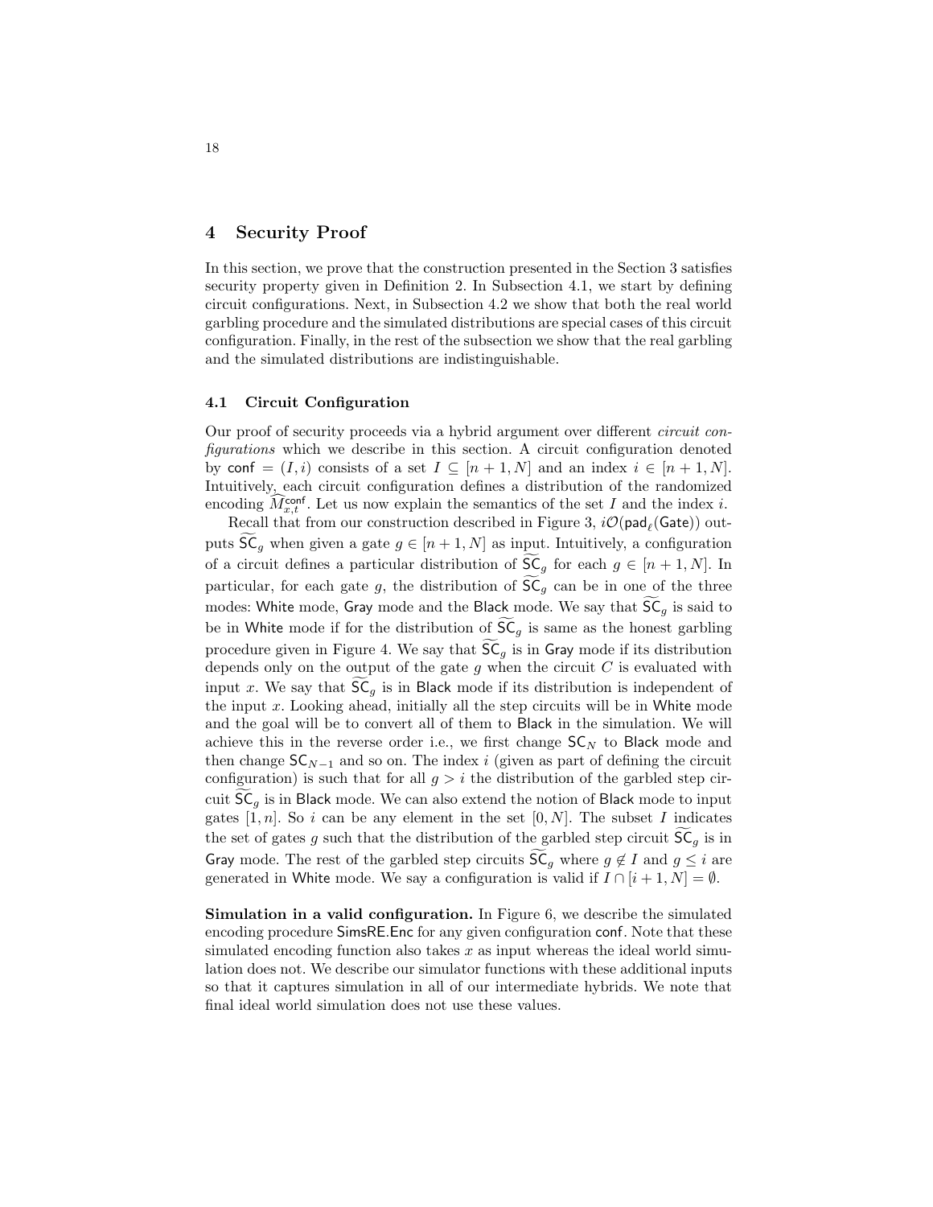## 4 Security Proof

In this section, we prove that the construction presented in the Section 3 satisfies security property given in Definition 2. In Subsection 4.1, we start by defining circuit configurations. Next, in Subsection 4.2 we show that both the real world garbling procedure and the simulated distributions are special cases of this circuit configuration. Finally, in the rest of the subsection we show that the real garbling and the simulated distributions are indistinguishable.

### 4.1 Circuit Configuration

Our proof of security proceeds via a hybrid argument over different *circuit configurations* which we describe in this section. A circuit configuration denoted by $\mathsf{conf} = (I, i)$ consists of a set $I \subseteq [n+1, N]$ and an index $i \in [n+1, N]$. Intuitively, each circuit configuration defines a distribution of the randomized encoding $\widehat{M}^{\mathsf{conf}}_{x,t}$. Let us now explain the semantics of the set $I$ and the index $i$.

Recall that from our construction described in Figure 3, $i\mathcal{O}(\mathsf{pad}_\ell(\mathsf{Gate}))$ outputs $\widetilde{\mathsf{SC}}_g$ when given a gate $g \in [n+1, N]$ as input. Intuitively, a configuration of a circuit defines a particular distribution of $\widetilde{\mathsf{SC}}_g$ for each $g \in [n+1, N]$. In particular, for each gate $g$, the distribution of $\widetilde{\mathsf{SC}}_g$ can be in one of the three modes: White mode, Gray mode and the Black mode. We say that $\widetilde{\mathsf{SC}}_g$ is said to be in White mode if for the distribution of $\widetilde{\mathsf{SC}}_g$ is same as the honest garbling procedure given in Figure 4. We say that $\widetilde{\mathsf{SC}}_g$ is in Gray mode if its distribution depends only on the output of the gate $g$ when the circuit $C$ is evaluated with input $x$. We say that $\widetilde{\mathsf{SC}}_g$ is in Black mode if its distribution is independent of the input $x$. Looking ahead, initially all the step circuits will be in White mode and the goal will be to convert all of them to Black in the simulation. We will achieve this in the reverse order i.e., we first change $\mathsf{SC}_N$ to Black mode and then change $\mathsf{SC}_{N-1}$ and so on. The index $i$ (given as part of defining the circuit configuration) is such that for all $g > i$ the distribution of the garbled step circuit $\widetilde{\mathsf{SC}}_g$ is in Black mode. We can also extend the notion of Black mode to input gates $[1, n]$. So $i$ can be any element in the set $[0, N]$. The subset $I$ indicates the set of gates $g$ such that the distribution of the garbled step circuit $\widetilde{\mathsf{SC}}_g$ is in Gray mode. The rest of the garbled step circuits $\widetilde{\mathsf{SC}}_g$ where $g \notin I$ and $g \leq i$ are generated in White mode. We say a configuration is valid if $I \cap [i+1, N] = \emptyset$.

**Simulation in a valid configuration.** In Figure 6, we describe the simulated encoding procedure $\mathsf{SimsRE.Enc}$ for any given configuration $\mathsf{conf}$. Note that these simulated encoding function also takes $x$ as input whereas the ideal world simulation does not. We describe our simulator functions with these additional inputs so that it captures simulation in all of our intermediate hybrids. We note that final ideal world simulation does not use these values.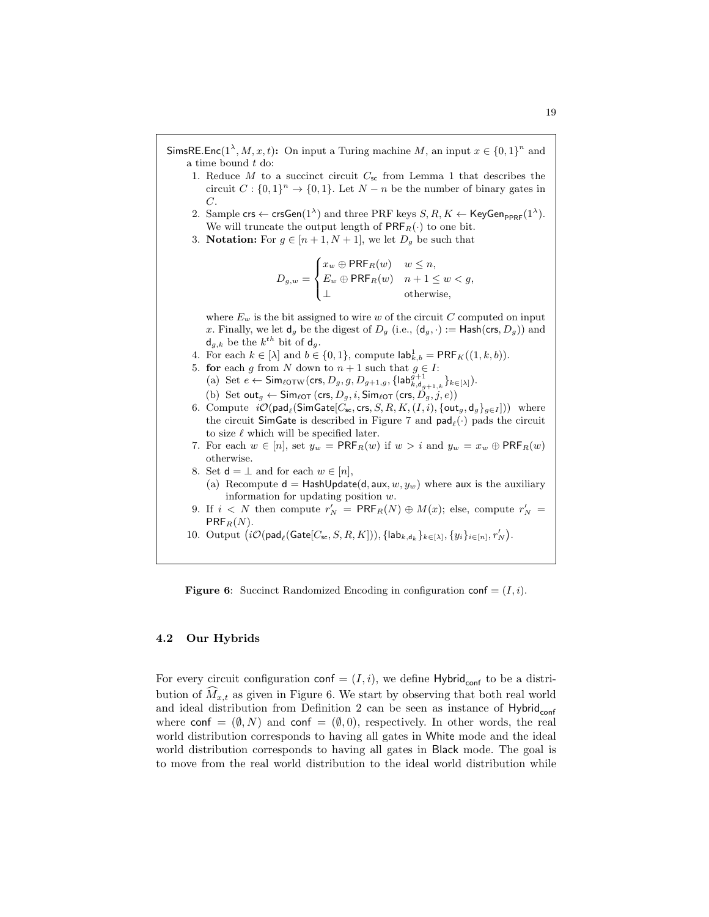$\mathsf{SimsRE.Enc}(1^\lambda, M, x, t)$**:** On input a Turing machine $M$, an input $x \in \{0,1\}^n$ and a time bound $t$ do:

1. Reduce $M$ to a succinct circuit $C_{\mathsf{sc}}$ from Lemma 1 that describes the circuit $C : \{0,1\}^n \to \{0,1\}$. Let $N - n$ be the number of binary gates in $C$.
2. Sample $\mathsf{crs} \leftarrow \mathsf{crsGen}(1^\lambda)$ and three PRF keys $S, R, K \leftarrow \mathsf{KeyGen}_{\mathsf{PPRF}}(1^\lambda)$. We will truncate the output length of $\mathsf{PRF}_R(\cdot)$ to one bit.
3. **Notation:** For $g \in [n+1, N+1]$, we let $D_g$ be such that

$$D_{g,w} = \begin{cases} x_w \oplus \mathsf{PRF}_R(w) & w \le n, \\ E_w \oplus \mathsf{PRF}_R(w) & n+1 \le w < g, \\ \bot & \text{otherwise}, \end{cases}$$

   where $E_w$ is the bit assigned to wire $w$ of the circuit $C$ computed on input $x$. Finally, we let $\mathsf{d}_g$ be the digest of $D_g$ (i.e., $(\mathsf{d}_g, \cdot) := \mathsf{Hash}(\mathsf{crs}, D_g)$) and $\mathsf{d}_{g,k}$ be the $k^{th}$ bit of $\mathsf{d}_g$.
4. For each $k \in [\lambda]$ and $b \in \{0,1\}$, compute $\mathsf{lab}^1_{k,b} = \mathsf{PRF}_K((1,k,b))$.
5. **for** each $g$ from $N$ down to $n+1$ such that $g \in I$:
   (a) Set $e \leftarrow \mathsf{Sim}_{\ell\mathsf{OTW}}(\mathsf{crs}, D_g, g, D_{g+1,g}, \{\mathsf{lab}^{g+1}_{k,\mathsf{d}_{g+1,k}}\}_{k\in[\lambda]})$.
   (b) Set $\mathsf{out}_g \leftarrow \mathsf{Sim}_{\ell\mathsf{OT}}(\mathsf{crs}, D_g, i, \mathsf{Sim}_{\ell\mathsf{OT}}(\mathsf{crs}, D_g, j, e))$
6. Compute $i\mathcal{O}(\mathsf{pad}_\ell(\mathsf{SimGate}[C_{\mathsf{sc}}, \mathsf{crs}, S, R, K, (I,i), \{\mathsf{out}_g, \mathsf{d}_g\}_{g\in I}]))$ where the circuit $\mathsf{SimGate}$ is described in Figure 7 and $\mathsf{pad}_\ell(\cdot)$ pads the circuit to size $\ell$ which will be specified later.
7. For each $w \in [n]$, set $y_w = \mathsf{PRF}_R(w)$ if $w > i$ and $y_w = x_w \oplus \mathsf{PRF}_R(w)$ otherwise.
8. Set $\mathsf{d} = \bot$ and for each $w \in [n]$,
   (a) Recompute $\mathsf{d} = \mathsf{HashUpdate}(\mathsf{d}, \mathsf{aux}, w, y_w)$ where $\mathsf{aux}$ is the auxiliary information for updating position $w$.
9. If $i < N$ then compute $r'_N = \mathsf{PRF}_R(N) \oplus M(x)$; else, compute $r'_N = \mathsf{PRF}_R(N)$.
10. Output $\left(i\mathcal{O}(\mathsf{pad}_\ell(\mathsf{Gate}[C_{\mathsf{sc}}, S, R, K])), \{\mathsf{lab}_{k,\mathsf{d}_k}\}_{k\in[\lambda]}, \{y_i\}_{i\in[n]}, r'_N\right)$.

**Figure 6**: Succinct Randomized Encoding in configuration $\mathsf{conf} = (I, i)$.

### 4.2 Our Hybrids

For every circuit configuration $\mathsf{conf} = (I, i)$, we define $\mathsf{Hybrid}_{\mathsf{conf}}$ to be a distribution of $\widehat{M}_{x,t}$ as given in Figure 6. We start by observing that both real world and ideal distribution from Definition 2 can be seen as instance of $\mathsf{Hybrid}_{\mathsf{conf}}$ where $\mathsf{conf} = (\emptyset, N)$ and $\mathsf{conf} = (\emptyset, 0)$, respectively. In other words, the real world distribution corresponds to having all gates in White mode and the ideal world distribution corresponds to having all gates in Black mode. The goal is to move from the real world distribution to the ideal world distribution while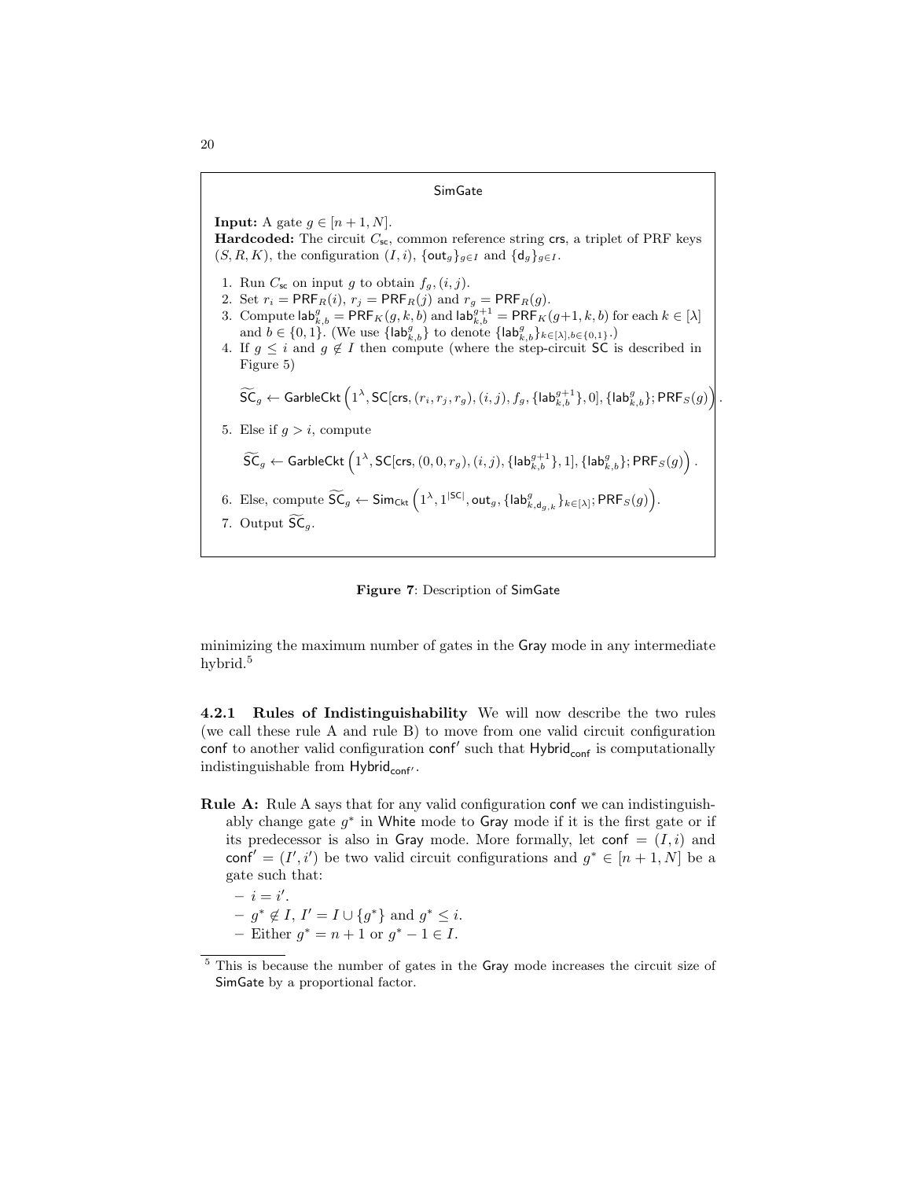**SimGate**

**Input:** A gate $g \in [n+1, N]$.
**Hardcoded:** The circuit $C_{\mathsf{sc}}$, common reference string $\mathsf{crs}$, a triplet of PRF keys $(S, R, K)$, the configuration $(I, i)$, $\{\mathsf{out}_g\}_{g \in I}$ and $\{\mathsf{d}_g\}_{g \in I}$.

1. Run $C_{\mathsf{sc}}$ on input $g$ to obtain $f_g, (i, j)$.
2. Set $r_i = \mathsf{PRF}_R(i)$, $r_j = \mathsf{PRF}_R(j)$ and $r_g = \mathsf{PRF}_R(g)$.
3. Compute $\mathsf{lab}^g_{k,b} = \mathsf{PRF}_K(g, k, b)$ and $\mathsf{lab}^{g+1}_{k,b} = \mathsf{PRF}_K(g{+}1, k, b)$ for each $k \in [\lambda]$ and $b \in \{0,1\}$. (We use $\{\mathsf{lab}^g_{k,b}\}$ to denote $\{\mathsf{lab}^g_{k,b}\}_{k \in [\lambda], b \in \{0,1\}}$.)
4. If $g \le i$ and $g \notin I$ then compute (where the step-circuit $\mathsf{SC}$ is described in Figure 5)
$$\widetilde{\mathsf{SC}}_g \leftarrow \mathsf{GarbleCkt}\left(1^\lambda, \mathsf{SC}[\mathsf{crs}, (r_i, r_j, r_g), (i, j), f_g, \{\mathsf{lab}^{g+1}_{k,b}\}, 0], \{\mathsf{lab}^g_{k,b}\}; \mathsf{PRF}_S(g)\right).$$
5. Else if $g > i$, compute
$$\widetilde{\mathsf{SC}}_g \leftarrow \mathsf{GarbleCkt}\left(1^\lambda, \mathsf{SC}[\mathsf{crs}, (0, 0, r_g), (i, j), \{\mathsf{lab}^{g+1}_{k,b}\}, 1], \{\mathsf{lab}^g_{k,b}\}; \mathsf{PRF}_S(g)\right).$$
6. Else, compute $\widetilde{\mathsf{SC}}_g \leftarrow \mathsf{Sim}_{\mathsf{Ckt}}\left(1^\lambda, 1^{|\mathsf{SC}|}, \mathsf{out}_g, \{\mathsf{lab}^g_{k,\mathsf{d}_{g,k}}\}_{k \in [\lambda]}; \mathsf{PRF}_S(g)\right)$.
7. Output $\widetilde{\mathsf{SC}}_g$.

**Figure 7**: Description of SimGate

minimizing the maximum number of gates in the Gray mode in any intermediate hybrid.[5]

#### 4.2.1 Rules of Indistinguishability

We will now describe the two rules (we call these rule A and rule B) to move from one valid circuit configuration $\mathsf{conf}$ to another valid configuration $\mathsf{conf}'$ such that $\mathsf{Hybrid}_{\mathsf{conf}}$ is computationally indistinguishable from $\mathsf{Hybrid}_{\mathsf{conf}'}$.

**Rule A:** Rule A says that for any valid configuration $\mathsf{conf}$ we can indistinguishably change gate $g^*$ in White mode to Gray mode if it is the first gate or if its predecessor is also in Gray mode. More formally, let $\mathsf{conf} = (I, i)$ and $\mathsf{conf}' = (I', i')$ be two valid circuit configurations and $g^* \in [n+1, N]$ be a gate such that:

- $i = i'$.
- $g^* \notin I$, $I' = I \cup \{g^*\}$ and $g^* \le i$.
- Either $g^* = n+1$ or $g^* - 1 \in I$.

[5] This is because the number of gates in the Gray mode increases the circuit size of SimGate by a proportional factor.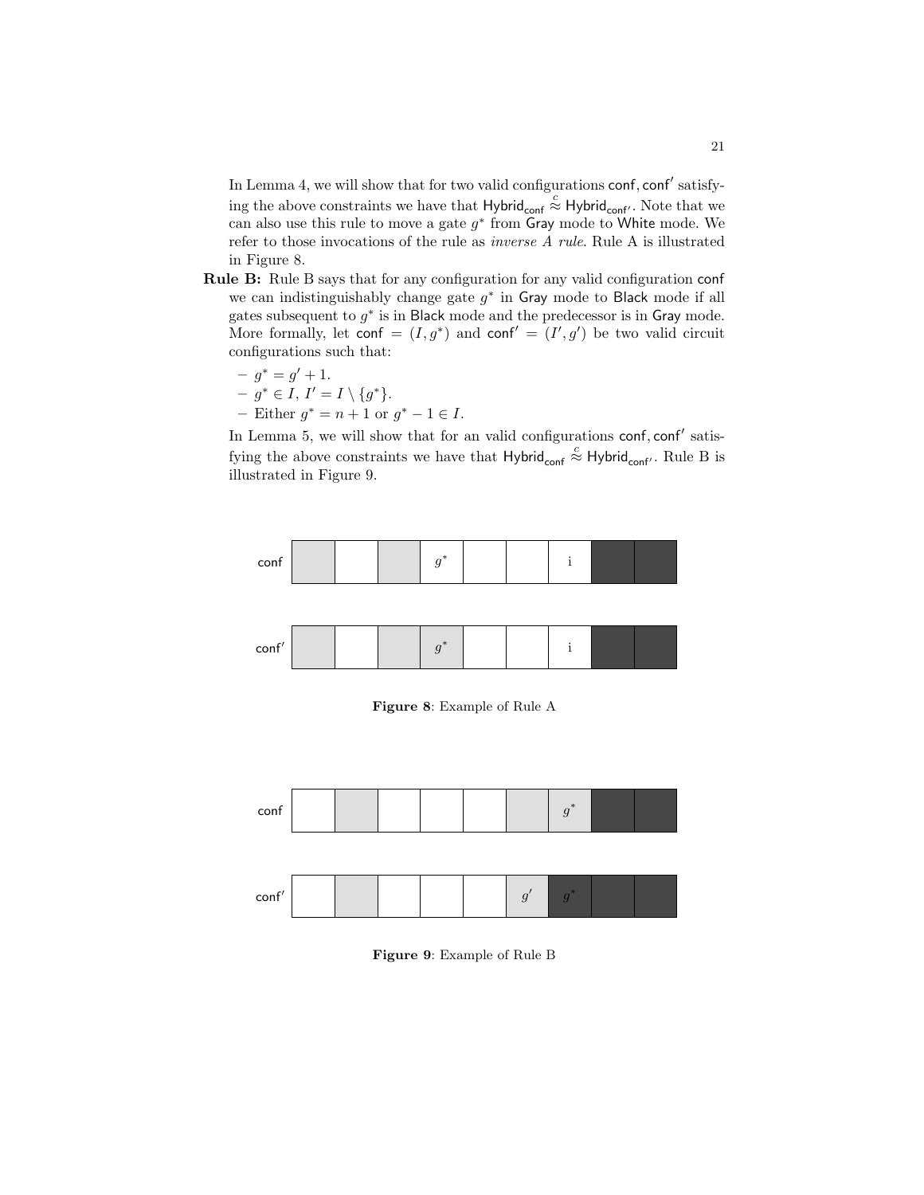In Lemma 4, we will show that for two valid configurations $\mathsf{conf}, \mathsf{conf}'$ satisfying the above constraints we have that $\mathsf{Hybrid}_{\mathsf{conf}} \stackrel{c}{\approx} \mathsf{Hybrid}_{\mathsf{conf}'}$. Note that we can also use this rule to move a gate $g^*$ from Gray mode to White mode. We refer to those invocations of the rule as *inverse A rule*. Rule A is illustrated in Figure 8.

**Rule B:** Rule B says that for any configuration for any valid configuration conf we can indistinguishably change gate $g^*$ in Gray mode to Black mode if all gates subsequent to $g^*$ is in Black mode and the predecessor is in Gray mode. More formally, let $\mathsf{conf} = (I, g^*)$ and $\mathsf{conf}' = (I', g')$ be two valid circuit configurations such that:

- $g^* = g' + 1$.
- $g^* \in I$, $I' = I \setminus \{g^*\}$.
- Either $g^* = n + 1$ or $g^* - 1 \in I$.

In Lemma 5, we will show that for an valid configurations $\mathsf{conf}, \mathsf{conf}'$ satisfying the above constraints we have that $\mathsf{Hybrid}_{\mathsf{conf}} \stackrel{c}{\approx} \mathsf{Hybrid}_{\mathsf{conf}'}$. Rule B is illustrated in Figure 9.

**Figure 8**: Example of Rule A

**Figure 9**: Example of Rule B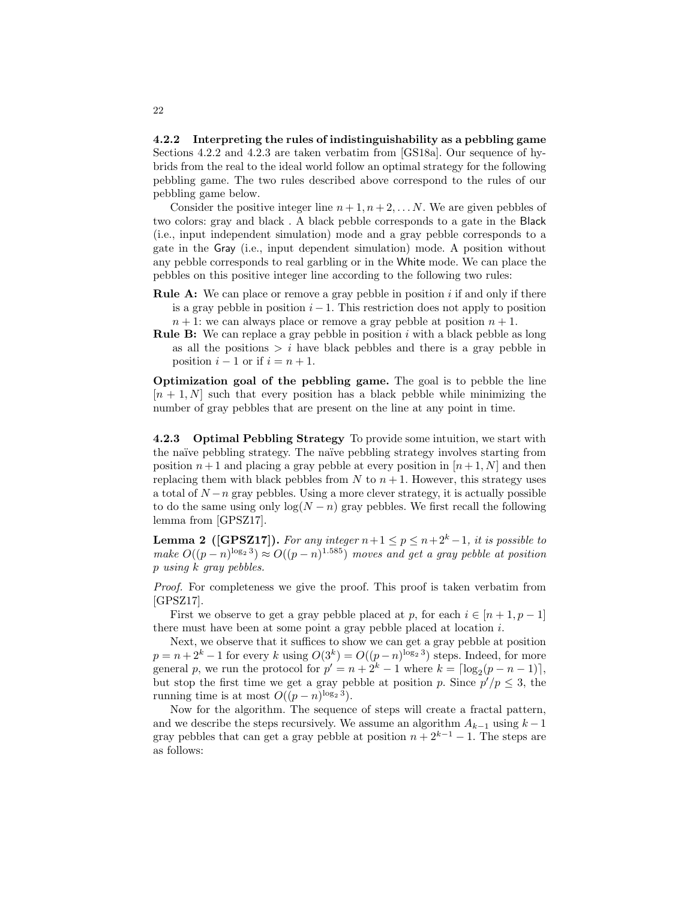#### 4.2.2 Interpreting the rules of indistinguishability as a pebbling game

Sections 4.2.2 and 4.2.3 are taken verbatim from [GS18a]. Our sequence of hybrids from the real to the ideal world follow an optimal strategy for the following pebbling game. The two rules described above correspond to the rules of our pebbling game below.

Consider the positive integer line $n+1, n+2, \ldots N$. We are given pebbles of two colors: gray and black . A black pebble corresponds to a gate in the Black (i.e., input independent simulation) mode and a gray pebble corresponds to a gate in the Gray (i.e., input dependent simulation) mode. A position without any pebble corresponds to real garbling or in the White mode. We can place the pebbles on this positive integer line according to the following two rules:

**Rule A:** We can place or remove a gray pebble in position $i$ if and only if there is a gray pebble in position $i-1$. This restriction does not apply to position $n+1$: we can always place or remove a gray pebble at position $n+1$.

**Rule B:** We can replace a gray pebble in position $i$ with a black pebble as long as all the positions $> i$ have black pebbles and there is a gray pebble in position $i-1$ or if $i = n+1$.

**Optimization goal of the pebbling game.** The goal is to pebble the line $[n+1, N]$ such that every position has a black pebble while minimizing the number of gray pebbles that are present on the line at any point in time.

#### 4.2.3 Optimal Pebbling Strategy

To provide some intuition, we start with the naïve pebbling strategy. The naïve pebbling strategy involves starting from position $n+1$ and placing a gray pebble at every position in $[n+1, N]$ and then replacing them with black pebbles from $N$ to $n+1$. However, this strategy uses a total of $N-n$ gray pebbles. Using a more clever strategy, it is actually possible to do the same using only $\log(N-n)$ gray pebbles. We first recall the following lemma from [GPSZ17].

**Lemma 2 ([GPSZ17]).** *For any integer $n+1 \leq p \leq n+2^k-1$, it is possible to make $O((p-n)^{\log_2 3}) \approx O((p-n)^{1.585})$ moves and get a gray pebble at position $p$ using $k$ gray pebbles.*

*Proof.* For completeness we give the proof. This proof is taken verbatim from [GPSZ17].

First we observe to get a gray pebble placed at $p$, for each $i \in [n+1, p-1]$ there must have been at some point a gray pebble placed at location $i$.

Next, we observe that it suffices to show we can get a gray pebble at position $p = n+2^k-1$ for every $k$ using $O(3^k) = O((p-n)^{\log_2 3})$ steps. Indeed, for more general $p$, we run the protocol for $p' = n+2^k-1$ where $k = \lceil \log_2(p-n-1) \rceil$, but stop the first time we get a gray pebble at position $p$. Since $p'/p \leq 3$, the running time is at most $O((p-n)^{\log_2 3})$.

Now for the algorithm. The sequence of steps will create a fractal pattern, and we describe the steps recursively. We assume an algorithm $A_{k-1}$ using $k-1$ gray pebbles that can get a gray pebble at position $n+2^{k-1}-1$. The steps are as follows: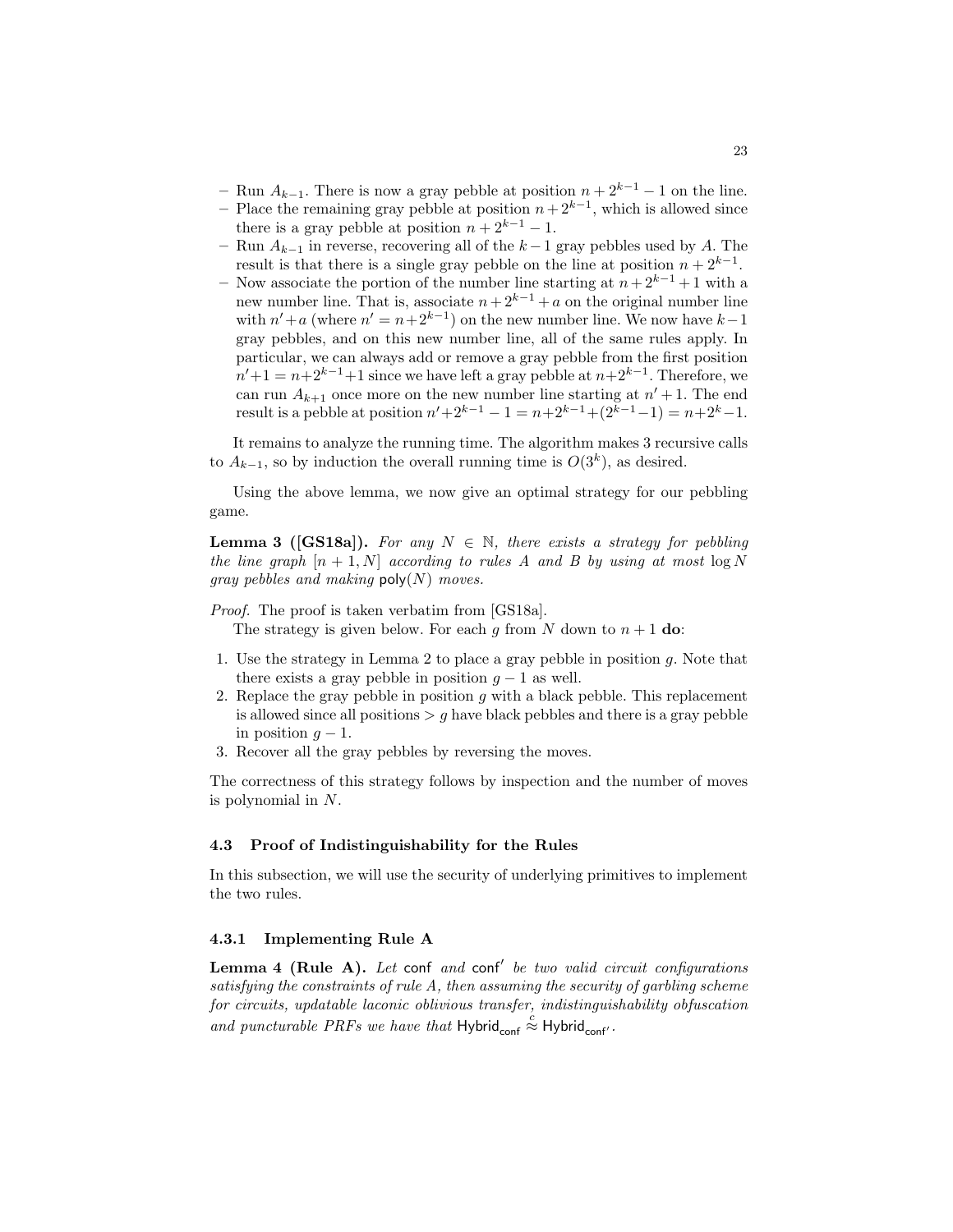– Run $A_{k-1}$. There is now a gray pebble at position $n + 2^{k-1} - 1$ on the line.
– Place the remaining gray pebble at position $n + 2^{k-1}$, which is allowed since there is a gray pebble at position $n + 2^{k-1} - 1$.
– Run $A_{k-1}$ in reverse, recovering all of the $k-1$ gray pebbles used by $A$. The result is that there is a single gray pebble on the line at position $n + 2^{k-1}$.
– Now associate the portion of the number line starting at $n + 2^{k-1} + 1$ with a new number line. That is, associate $n + 2^{k-1} + a$ on the original number line with $n' + a$ (where $n' = n + 2^{k-1}$) on the new number line. We now have $k-1$ gray pebbles, and on this new number line, all of the same rules apply. In particular, we can always add or remove a gray pebble from the first position $n' + 1 = n + 2^{k-1} + 1$ since we have left a gray pebble at $n + 2^{k-1}$. Therefore, we can run $A_{k+1}$ once more on the new number line starting at $n' + 1$. The end result is a pebble at position $n' + 2^{k-1} - 1 = n + 2^{k-1} + (2^{k-1} - 1) = n + 2^k - 1$.

It remains to analyze the running time. The algorithm makes 3 recursive calls to $A_{k-1}$, so by induction the overall running time is $O(3^k)$, as desired.

Using the above lemma, we now give an optimal strategy for our pebbling game.

**Lemma 3 ([GS18a]).** *For any $N \in \mathbb{N}$, there exists a strategy for pebbling the line graph $[n+1, N]$ according to rules A and B by using at most $\log N$ gray pebbles and making $\mathsf{poly}(N)$ moves.*

*Proof.* The proof is taken verbatim from [GS18a].

The strategy is given below. For each $g$ from $N$ down to $n+1$ **do**:

1. Use the strategy in Lemma 2 to place a gray pebble in position $g$. Note that there exists a gray pebble in position $g-1$ as well.
2. Replace the gray pebble in position $g$ with a black pebble. This replacement is allowed since all positions $> g$ have black pebbles and there is a gray pebble in position $g-1$.
3. Recover all the gray pebbles by reversing the moves.

The correctness of this strategy follows by inspection and the number of moves is polynomial in $N$.

### 4.3 Proof of Indistinguishability for the Rules

In this subsection, we will use the security of underlying primitives to implement the two rules.

#### 4.3.1 Implementing Rule A

**Lemma 4 (Rule A).** *Let $\mathsf{conf}$ and $\mathsf{conf}'$ be two valid circuit configurations satisfying the constraints of rule A, then assuming the security of garbling scheme for circuits, updatable laconic oblivious transfer, indistinguishability obfuscation and puncturable PRFs we have that $\mathsf{Hybrid}_{\mathsf{conf}} \overset{c}{\approx} \mathsf{Hybrid}_{\mathsf{conf}'}$.*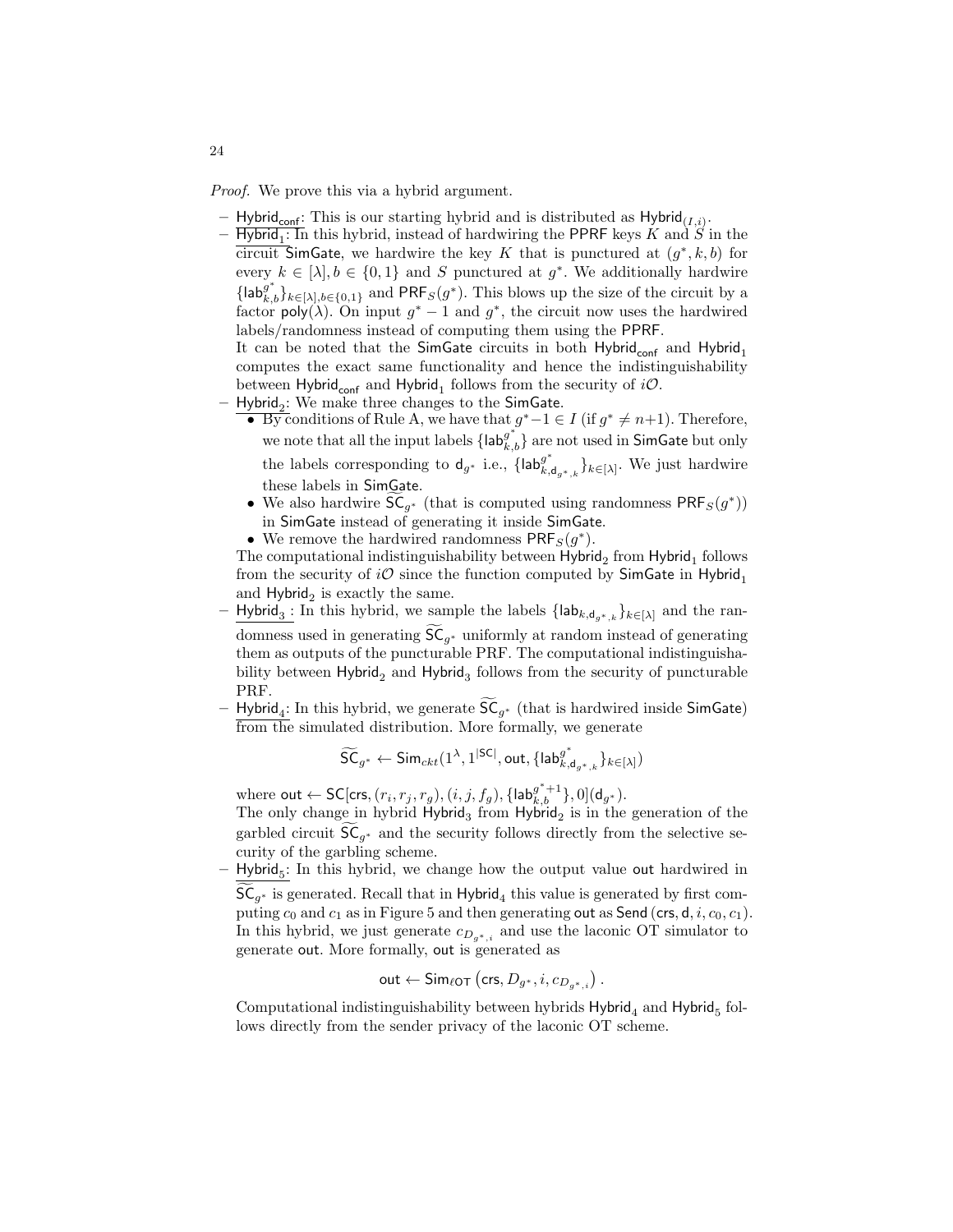*Proof.* We prove this via a hybrid argument.

- $\mathsf{Hybrid}_{\mathsf{conf}}$: This is our starting hybrid and is distributed as $\mathsf{Hybrid}_{(I,i)}$.
- $\mathsf{Hybrid}_1$: In this hybrid, instead of hardwiring the PPRF keys $K$ and $S$ in the circuit SimGate, we hardwire the key $K$ that is punctured at $(g^*, k, b)$ for every $k \in [\lambda], b \in \{0,1\}$ and $S$ punctured at $g^*$. We additionally hardwire $\{\mathsf{lab}_{k,b}^{g^*}\}_{k\in[\lambda],b\in\{0,1\}}$ and $\mathsf{PRF}_S(g^*)$. This blows up the size of the circuit by a factor $\mathsf{poly}(\lambda)$. On input $g^* - 1$ and $g^*$, the circuit now uses the hardwired labels/randomness instead of computing them using the PPRF.
  It can be noted that the SimGate circuits in both $\mathsf{Hybrid}_{\mathsf{conf}}$ and $\mathsf{Hybrid}_1$ computes the exact same functionality and hence the indistinguishability between $\mathsf{Hybrid}_{\mathsf{conf}}$ and $\mathsf{Hybrid}_1$ follows from the security of $i\mathcal{O}$.
- $\mathsf{Hybrid}_2$: We make three changes to the SimGate.
  - By conditions of Rule A, we have that $g^* - 1 \in I$ (if $g^* \neq n+1$). Therefore, we note that all the input labels $\{\mathsf{lab}_{k,b}^{g^*}\}$ are not used in SimGate but only the labels corresponding to $\mathsf{d}_{g^*}$ i.e., $\{\mathsf{lab}_{k,\mathsf{d}_{g^*,k}}^{g^*}\}_{k\in[\lambda]}$. We just hardwire these labels in SimGate.
  - We also hardwire $\widetilde{\mathsf{SC}}_{g^*}$ (that is computed using randomness $\mathsf{PRF}_S(g^*)$) in SimGate instead of generating it inside SimGate.
  - We remove the hardwired randomness $\mathsf{PRF}_S(g^*)$.

  The computational indistinguishability between $\mathsf{Hybrid}_2$ from $\mathsf{Hybrid}_1$ follows from the security of $i\mathcal{O}$ since the function computed by SimGate in $\mathsf{Hybrid}_1$ and $\mathsf{Hybrid}_2$ is exactly the same.
- $\mathsf{Hybrid}_3$ : In this hybrid, we sample the labels $\{\mathsf{lab}_{k,\mathsf{d}_{g^*,k}}\}_{k\in[\lambda]}$ and the randomness used in generating $\widetilde{\mathsf{SC}}_{g^*}$ uniformly at random instead of generating them as outputs of the puncturable PRF. The computational indistinguishability between $\mathsf{Hybrid}_2$ and $\mathsf{Hybrid}_3$ follows from the security of puncturable PRF.
- $\mathsf{Hybrid}_4$: In this hybrid, we generate $\widetilde{\mathsf{SC}}_{g^*}$ (that is hardwired inside SimGate) from the simulated distribution. More formally, we generate

$$\widetilde{\mathsf{SC}}_{g^*} \leftarrow \mathsf{Sim}_{ckt}(1^\lambda, 1^{|\mathsf{SC}|}, \mathsf{out}, \{\mathsf{lab}_{k,\mathsf{d}_{g^*,k}}^{g^*}\}_{k\in[\lambda]})$$

  where $\mathsf{out} \leftarrow \mathsf{SC}[\mathsf{crs}, (r_i, r_j, r_g), (i, j, f_g), \{\mathsf{lab}_{k,b}^{g^*+1}\}, 0](\mathsf{d}_{g^*})$.
  The only change in hybrid $\mathsf{Hybrid}_3$ from $\mathsf{Hybrid}_2$ is in the generation of the garbled circuit $\widetilde{\mathsf{SC}}_{g^*}$ and the security follows directly from the selective security of the garbling scheme.
- $\mathsf{Hybrid}_5$: In this hybrid, we change how the output value out hardwired in $\widetilde{\mathsf{SC}}_{g^*}$ is generated. Recall that in $\mathsf{Hybrid}_4$ this value is generated by first computing $c_0$ and $c_1$ as in Figure 5 and then generating out as $\mathsf{Send}\,(\mathsf{crs}, \mathsf{d}, i, c_0, c_1)$. In this hybrid, we just generate $c_{D_{g^*,i}}$ and use the laconic OT simulator to generate out. More formally, out is generated as

$$\mathsf{out} \leftarrow \mathsf{Sim}_{\ell\mathsf{OT}}\left(\mathsf{crs}, D_{g^*}, i, c_{D_{g^*,i}}\right).$$

  Computational indistinguishability between hybrids $\mathsf{Hybrid}_4$ and $\mathsf{Hybrid}_5$ follows directly from the sender privacy of the laconic OT scheme.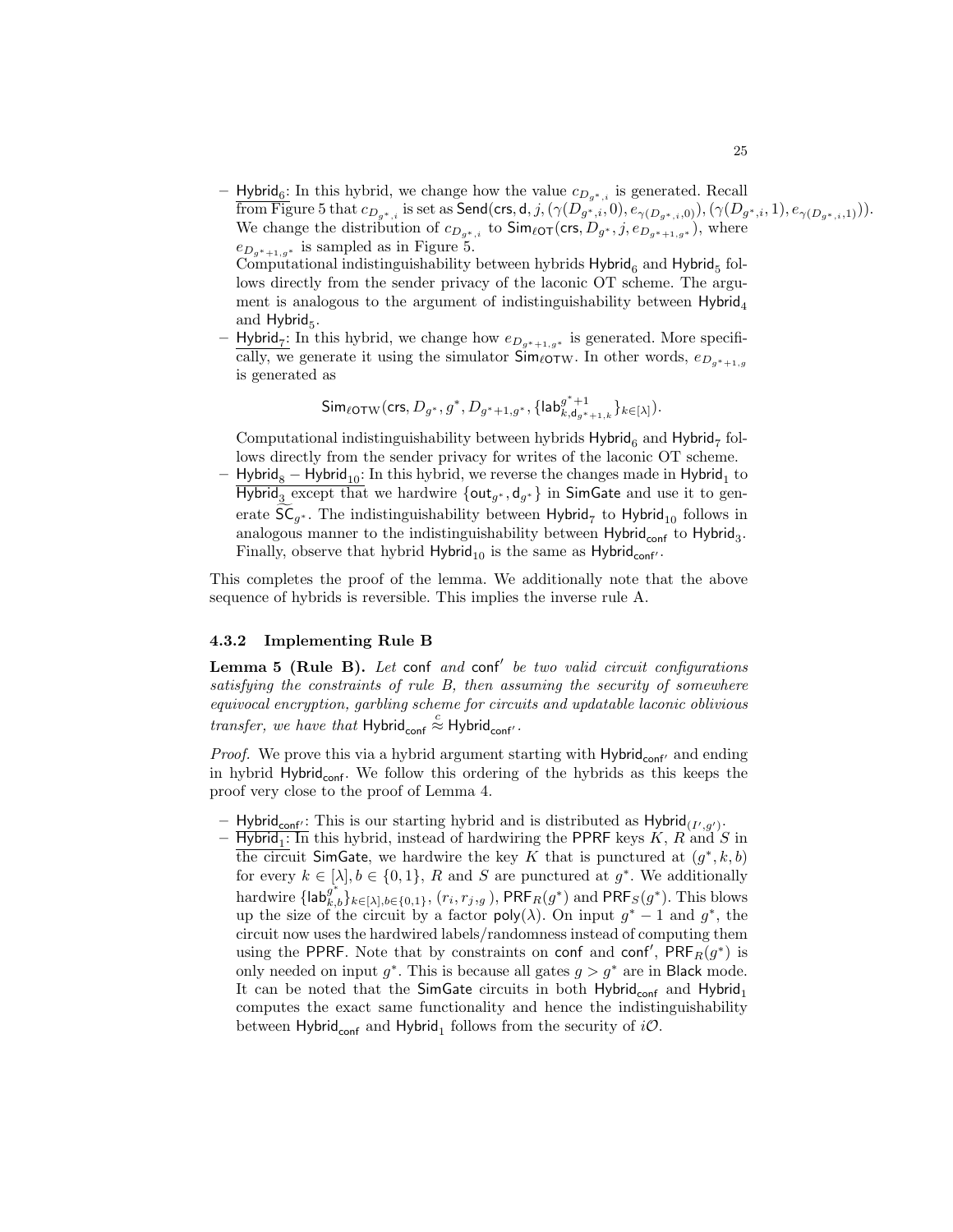- Hybrid$_6$: In this hybrid, we change how the value $c_{D_{g^*},i}$ is generated. Recall from Figure 5 that $c_{D_{g^*},i}$ is set as $\mathsf{Send}(\mathsf{crs}, \mathsf{d}, j, (\gamma(D_{g^*},i,0), e_{\gamma(D_{g^*},i,0)}), (\gamma(D_{g^*},i,1), e_{\gamma(D_{g^*},i,1)}))$. We change the distribution of $c_{D_{g^*},i}$ to $\mathsf{Sim}_{\ell\mathsf{OT}}(\mathsf{crs}, D_{g^*}, j, e_{D_{g^*+1,g^*}})$, where $e_{D_{g^*+1,g^*}}$ is sampled as in Figure 5.

  Computational indistinguishability between hybrids Hybrid$_6$ and Hybrid$_5$ follows directly from the sender privacy of the laconic OT scheme. The argument is analogous to the argument of indistinguishability between Hybrid$_4$ and Hybrid$_5$.
- Hybrid$_7$: In this hybrid, we change how $e_{D_{g^*+1,g^*}}$ is generated. More specifically, we generate it using the simulator $\mathsf{Sim}_{\ell\mathsf{OTW}}$. In other words, $e_{D_{g^*+1,g}}$ is generated as

$$\mathsf{Sim}_{\ell\mathsf{OTW}}(\mathsf{crs}, D_{g^*}, g^*, D_{g^*+1,g^*}, \{\mathsf{lab}^{g^*+1}_{k,\mathsf{d}_{g^*+1,k}}\}_{k\in[\lambda]}).$$

  Computational indistinguishability between hybrids Hybrid$_6$ and Hybrid$_7$ follows directly from the sender privacy for writes of the laconic OT scheme.
- Hybrid$_8$ − Hybrid$_{10}$: In this hybrid, we reverse the changes made in Hybrid$_1$ to Hybrid$_3$ except that we hardwire $\{\mathsf{out}_{g^*}, \mathsf{d}_{g^*}\}$ in SimGate and use it to generate $\widetilde{\mathsf{SC}}_{g^*}$. The indistinguishability between Hybrid$_7$ to Hybrid$_{10}$ follows in analogous manner to the indistinguishability between Hybrid$_{\mathsf{conf}}$ to Hybrid$_3$. Finally, observe that hybrid Hybrid$_{10}$ is the same as Hybrid$_{\mathsf{conf}'}$.

This completes the proof of the lemma. We additionally note that the above sequence of hybrids is reversible. This implies the inverse rule A.

### 4.3.2 Implementing Rule B

**Lemma 5 (Rule B).** *Let* conf *and* conf′ *be two valid circuit configurations satisfying the constraints of rule B, then assuming the security of somewhere equivocal encryption, garbling scheme for circuits and updatable laconic oblivious transfer, we have that* $\mathsf{Hybrid}_{\mathsf{conf}} \stackrel{c}{\approx} \mathsf{Hybrid}_{\mathsf{conf}'}$.

*Proof.* We prove this via a hybrid argument starting with Hybrid$_{\mathsf{conf}'}$ and ending in hybrid Hybrid$_{\mathsf{conf}}$. We follow this ordering of the hybrids as this keeps the proof very close to the proof of Lemma 4.

- Hybrid$_{\mathsf{conf}'}$: This is our starting hybrid and is distributed as Hybrid$_{(I',g')}$.
- Hybrid$_1$: In this hybrid, instead of hardwiring the PPRF keys $K$, $R$ and $S$ in the circuit SimGate, we hardwire the key $K$ that is punctured at $(g^*, k, b)$ for every $k \in [\lambda], b \in \{0,1\}$, $R$ and $S$ are punctured at $g^*$. We additionally hardwire $\{\mathsf{lab}^{g^*}_{k,b}\}_{k\in[\lambda],b\in\{0,1\}}$, $(r_i, r_{j,g})$, $\mathsf{PRF}_R(g^*)$ and $\mathsf{PRF}_S(g^*)$. This blows up the size of the circuit by a factor $\mathsf{poly}(\lambda)$. On input $g^* - 1$ and $g^*$, the circuit now uses the hardwired labels/randomness instead of computing them using the PPRF. Note that by constraints on conf and conf′, $\mathsf{PRF}_R(g^*)$ is only needed on input $g^*$. This is because all gates $g > g^*$ are in Black mode. It can be noted that the SimGate circuits in both Hybrid$_{\mathsf{conf}}$ and Hybrid$_1$ computes the exact same functionality and hence the indistinguishability between Hybrid$_{\mathsf{conf}}$ and Hybrid$_1$ follows from the security of $i\mathcal{O}$.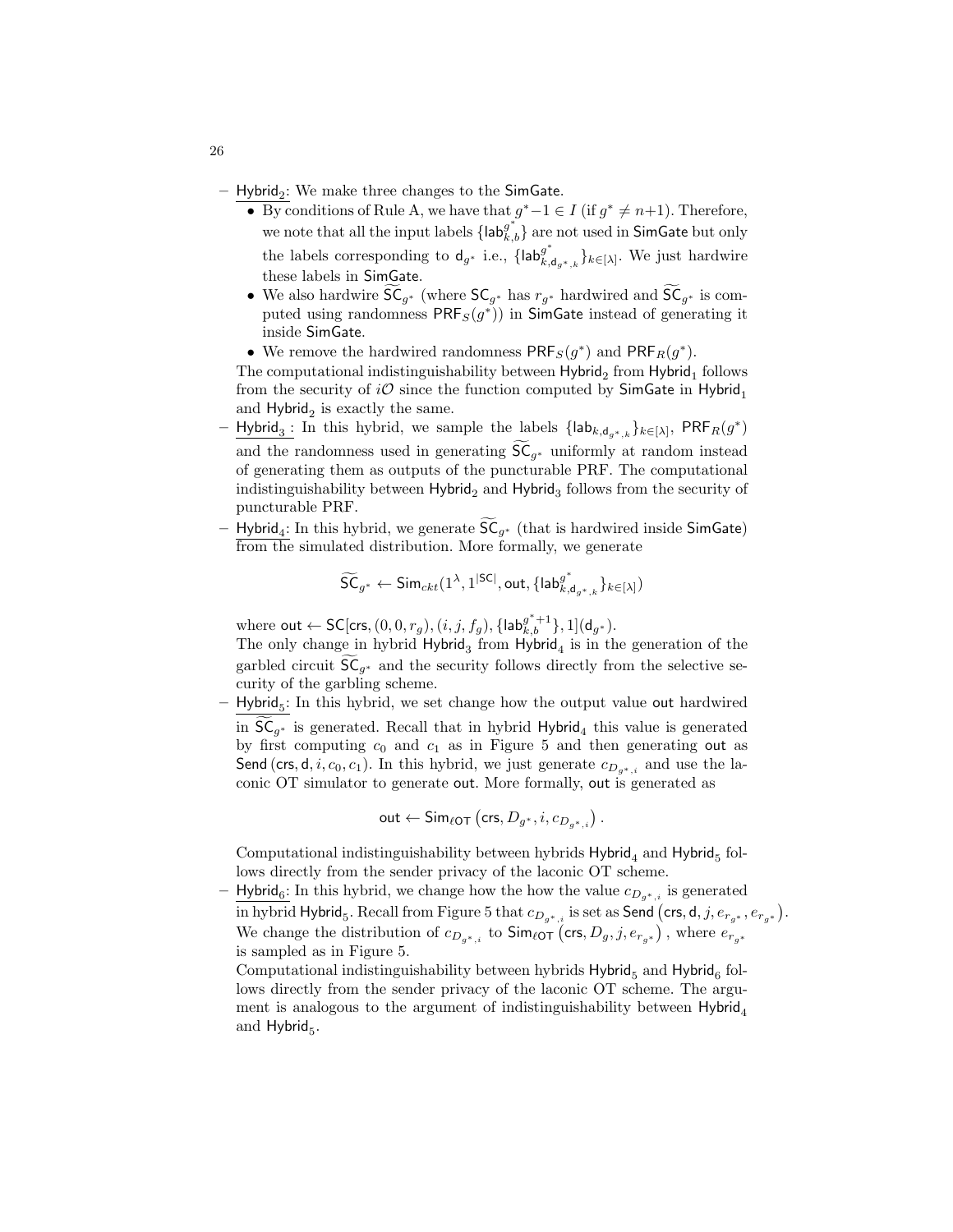- Hybrid$_2$: We make three changes to the SimGate.
  - By conditions of Rule A, we have that $g^*-1 \in I$ (if $g^* \neq n+1$). Therefore, we note that all the input labels $\{\mathsf{lab}_{k,b}^{g^*}\}$ are not used in SimGate but only the labels corresponding to $\mathsf{d}_{g^*}$ i.e., $\{\mathsf{lab}_{k,\mathsf{d}_{g^*,k}}^{g^*}\}_{k\in[\lambda]}$. We just hardwire these labels in SimGate.
  - We also hardwire $\widetilde{\mathsf{SC}}_{g^*}$ (where $\mathsf{SC}_{g^*}$ has $r_{g^*}$ hardwired and $\widetilde{\mathsf{SC}}_{g^*}$ is computed using randomness $\mathsf{PRF}_S(g^*)$) in SimGate instead of generating it inside SimGate.
  - We remove the hardwired randomness $\mathsf{PRF}_S(g^*)$ and $\mathsf{PRF}_R(g^*)$.

  The computational indistinguishability between Hybrid$_2$ from Hybrid$_1$ follows from the security of $i\mathcal{O}$ since the function computed by SimGate in Hybrid$_1$ and Hybrid$_2$ is exactly the same.
- Hybrid$_3$ : In this hybrid, we sample the labels $\{\mathsf{lab}_{k,\mathsf{d}_{g^*,k}}\}_{k\in[\lambda]}$, $\mathsf{PRF}_R(g^*)$ and the randomness used in generating $\widetilde{\mathsf{SC}}_{g^*}$ uniformly at random instead of generating them as outputs of the puncturable PRF. The computational indistinguishability between Hybrid$_2$ and Hybrid$_3$ follows from the security of puncturable PRF.
- Hybrid$_4$: In this hybrid, we generate $\widetilde{\mathsf{SC}}_{g^*}$ (that is hardwired inside SimGate) from the simulated distribution. More formally, we generate

  $$\widetilde{\mathsf{SC}}_{g^*} \leftarrow \mathsf{Sim}_{ckt}(1^\lambda, 1^{|\mathsf{SC}|}, \mathsf{out}, \{\mathsf{lab}_{k,\mathsf{d}_{g^*,k}}^{g^*}\}_{k\in[\lambda]})$$

  where $\mathsf{out} \leftarrow \mathsf{SC}[\mathsf{crs}, (0,0,r_g), (i,j,f_g), \{\mathsf{lab}_{k,b}^{g^*+1}\}, 1](\mathsf{d}_{g^*})$.
  The only change in hybrid Hybrid$_3$ from Hybrid$_4$ is in the generation of the garbled circuit $\widetilde{\mathsf{SC}}_{g^*}$ and the security follows directly from the selective security of the garbling scheme.
- Hybrid$_5$: In this hybrid, we set change how the output value out hardwired in $\widetilde{\mathsf{SC}}_{g^*}$ is generated. Recall that in hybrid Hybrid$_4$ this value is generated by first computing $c_0$ and $c_1$ as in Figure 5 and then generating out as $\mathsf{Send}(\mathsf{crs}, \mathsf{d}, i, c_0, c_1)$. In this hybrid, we just generate $c_{D_{g^*,i}}$ and use the laconic OT simulator to generate out. More formally, out is generated as

  $$\mathsf{out} \leftarrow \mathsf{Sim}_{\ell\mathsf{OT}}\left(\mathsf{crs}, D_{g^*}, i, c_{D_{g^*,i}}\right).$$

  Computational indistinguishability between hybrids Hybrid$_4$ and Hybrid$_5$ follows directly from the sender privacy of the laconic OT scheme.
- Hybrid$_6$: In this hybrid, we change how the how the value $c_{D_{g^*,i}}$ is generated in hybrid Hybrid$_5$. Recall from Figure 5 that $c_{D_{g^*,i}}$ is set as $\mathsf{Send}\left(\mathsf{crs}, \mathsf{d}, j, e_{r_{g^*}}, e_{r_{g^*}}\right)$. We change the distribution of $c_{D_{g^*,i}}$ to $\mathsf{Sim}_{\ell\mathsf{OT}}\left(\mathsf{crs}, D_g, j, e_{r_{g^*}}\right)$, where $e_{r_{g^*}}$ is sampled as in Figure 5.
  Computational indistinguishability between hybrids Hybrid$_5$ and Hybrid$_6$ follows directly from the sender privacy of the laconic OT scheme. The argument is analogous to the argument of indistinguishability between Hybrid$_4$ and Hybrid$_5$.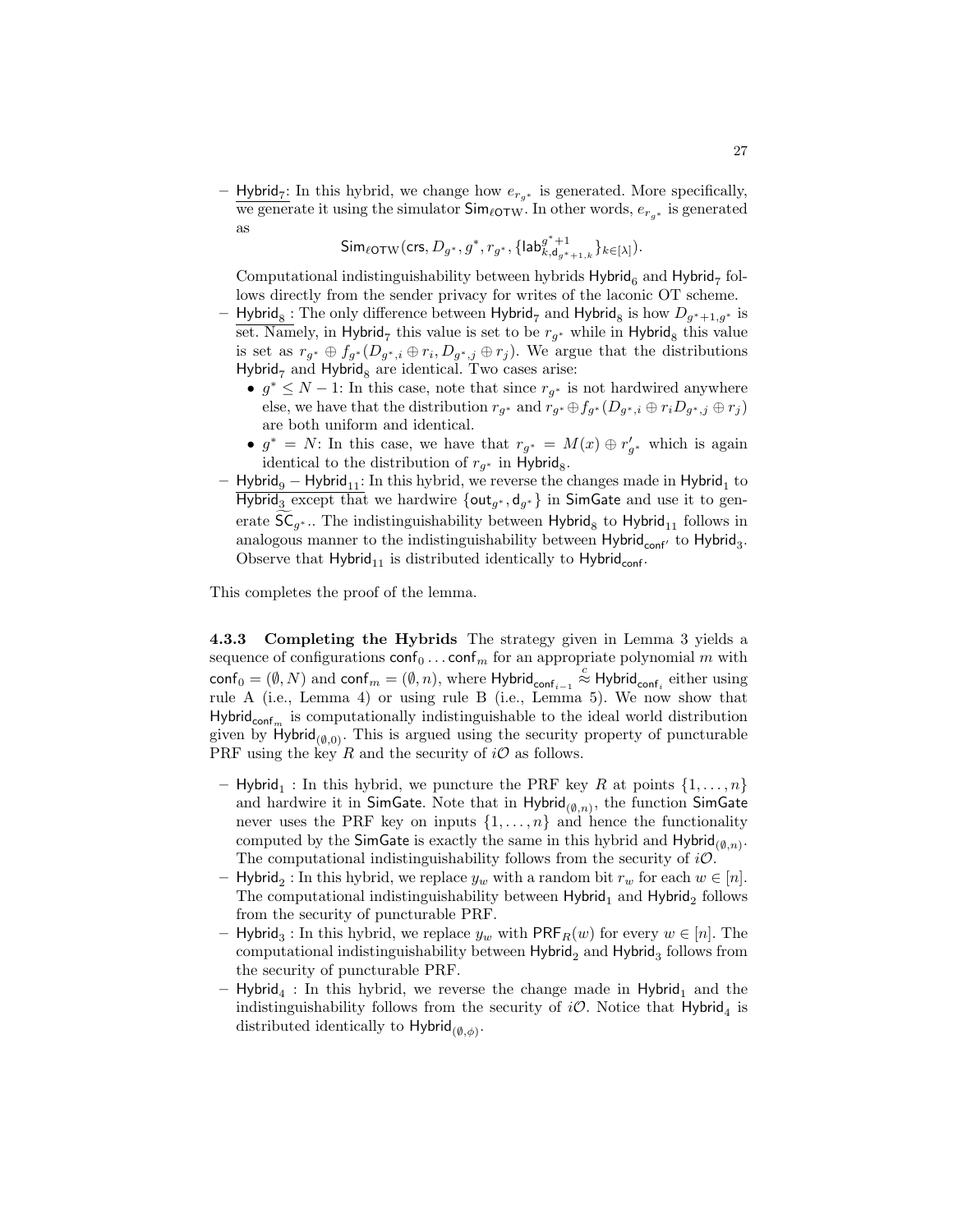- Hybrid$_7$: In this hybrid, we change how $e_{r_{g^*}}$ is generated. More specifically, we generate it using the simulator $\mathsf{Sim}_{\ell\mathsf{OTW}}$. In other words, $e_{r_{g^*}}$ is generated as

$$\mathsf{Sim}_{\ell\mathsf{OTW}}(\mathsf{crs}, D_{g^*}, g^*, r_{g^*}, \{\mathsf{lab}^{g^*+1}_{k,\mathsf{d}_{g^*+1,k}}\}_{k\in[\lambda]}).$$

  Computational indistinguishability between hybrids Hybrid$_6$ and Hybrid$_7$ follows directly from the sender privacy for writes of the laconic OT scheme.
- Hybrid$_8$ : The only difference between Hybrid$_7$ and Hybrid$_8$ is how $D_{g^*+1,g^*}$ is set. Namely, in Hybrid$_7$ this value is set to be $r_{g^*}$ while in Hybrid$_8$ this value is set as $r_{g^*} \oplus f_{g^*}(D_{g^*,i} \oplus r_i, D_{g^*,j} \oplus r_j)$. We argue that the distributions Hybrid$_7$ and Hybrid$_8$ are identical. Two cases arise:
  - $g^* \leq N-1$: In this case, note that since $r_{g^*}$ is not hardwired anywhere else, we have that the distribution $r_{g^*}$ and $r_{g^*} \oplus f_{g^*}(D_{g^*,i} \oplus r_i D_{g^*,j} \oplus r_j)$ are both uniform and identical.
  - $g^* = N$: In this case, we have that $r_{g^*} = M(x) \oplus r'_{g^*}$ which is again identical to the distribution of $r_{g^*}$ in Hybrid$_8$.
- Hybrid$_9$ − Hybrid$_{11}$: In this hybrid, we reverse the changes made in Hybrid$_1$ to Hybrid$_3$ except that we hardwire $\{\mathsf{out}_{g^*}, \mathsf{d}_{g^*}\}$ in SimGate and use it to generate $\widetilde{\mathsf{SC}}_{g^*}$.. The indistinguishability between Hybrid$_8$ to Hybrid$_{11}$ follows in analogous manner to the indistinguishability between Hybrid$_{\mathsf{conf}'}$ to Hybrid$_3$. Observe that Hybrid$_{11}$ is distributed identically to Hybrid$_{\mathsf{conf}}$.

This completes the proof of the lemma.

#### 4.3.3 Completing the Hybrids

The strategy given in Lemma 3 yields a sequence of configurations $\mathsf{conf}_0 \ldots \mathsf{conf}_m$ for an appropriate polynomial $m$ with $\mathsf{conf}_0 = (\emptyset, N)$ and $\mathsf{conf}_m = (\emptyset, n)$, where $\mathsf{Hybrid}_{\mathsf{conf}_{i-1}} \overset{c}{\approx} \mathsf{Hybrid}_{\mathsf{conf}_i}$ either using rule A (i.e., Lemma 4) or using rule B (i.e., Lemma 5). We now show that $\mathsf{Hybrid}_{\mathsf{conf}_m}$ is computationally indistinguishable to the ideal world distribution given by $\mathsf{Hybrid}_{(\emptyset,0)}$. This is argued using the security property of puncturable PRF using the key $R$ and the security of $i\mathcal{O}$ as follows.

- Hybrid$_1$ : In this hybrid, we puncture the PRF key $R$ at points $\{1, \ldots, n\}$ and hardwire it in SimGate. Note that in $\mathsf{Hybrid}_{(\emptyset,n)}$, the function SimGate never uses the PRF key on inputs $\{1, \ldots, n\}$ and hence the functionality computed by the SimGate is exactly the same in this hybrid and $\mathsf{Hybrid}_{(\emptyset,n)}$. The computational indistinguishability follows from the security of $i\mathcal{O}$.
- Hybrid$_2$ : In this hybrid, we replace $y_w$ with a random bit $r_w$ for each $w \in [n]$. The computational indistinguishability between Hybrid$_1$ and Hybrid$_2$ follows from the security of puncturable PRF.
- Hybrid$_3$ : In this hybrid, we replace $y_w$ with $\mathsf{PRF}_R(w)$ for every $w \in [n]$. The computational indistinguishability between Hybrid$_2$ and Hybrid$_3$ follows from the security of puncturable PRF.
- Hybrid$_4$ : In this hybrid, we reverse the change made in Hybrid$_1$ and the indistinguishability follows from the security of $i\mathcal{O}$. Notice that Hybrid$_4$ is distributed identically to $\mathsf{Hybrid}_{(\emptyset,\phi)}$.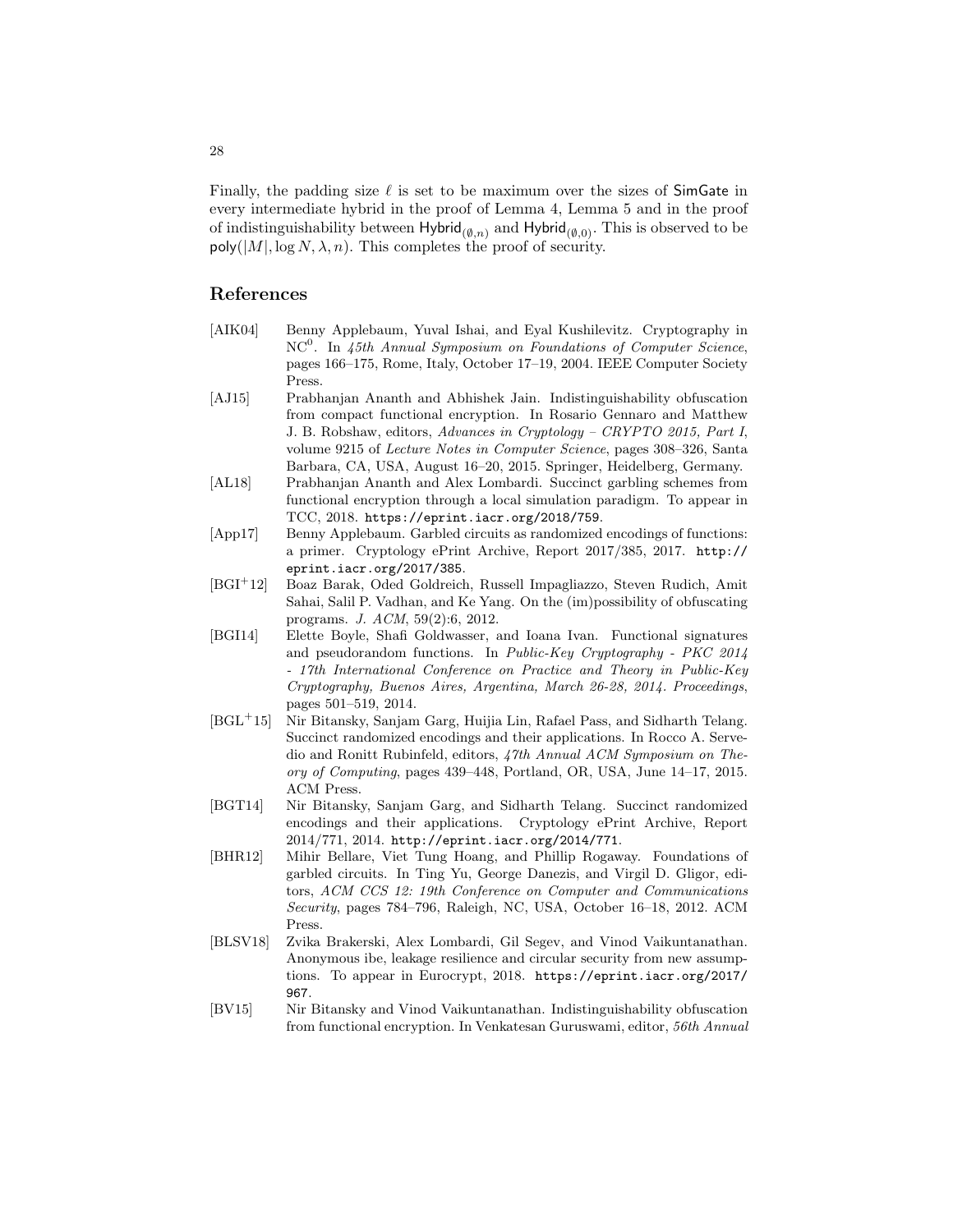Finally, the padding size $\ell$ is set to be maximum over the sizes of $\mathsf{SimGate}$ in every intermediate hybrid in the proof of Lemma 4, Lemma 5 and in the proof of indistinguishability between $\mathsf{Hybrid}_{(\emptyset,n)}$ and $\mathsf{Hybrid}_{(\emptyset,0)}$. This is observed to be $\mathsf{poly}(|M|, \log N, \lambda, n)$. This completes the proof of security.

## References

- [AIK04] Benny Applebaum, Yuval Ishai, and Eyal Kushilevitz. Cryptography in $\mathrm{NC}^0$. In *45th Annual Symposium on Foundations of Computer Science*, pages 166–175, Rome, Italy, October 17–19, 2004. IEEE Computer Society Press.
- [AJ15] Prabhanjan Ananth and Abhishek Jain. Indistinguishability obfuscation from compact functional encryption. In Rosario Gennaro and Matthew J. B. Robshaw, editors, *Advances in Cryptology – CRYPTO 2015, Part I*, volume 9215 of *Lecture Notes in Computer Science*, pages 308–326, Santa Barbara, CA, USA, August 16–20, 2015. Springer, Heidelberg, Germany.
- [AL18] Prabhanjan Ananth and Alex Lombardi. Succinct garbling schemes from functional encryption through a local simulation paradigm. To appear in TCC, 2018. `https://eprint.iacr.org/2018/759`.
- [App17] Benny Applebaum. Garbled circuits as randomized encodings of functions: a primer. Cryptology ePrint Archive, Report 2017/385, 2017. `http://eprint.iacr.org/2017/385`.
- [BGI+12] Boaz Barak, Oded Goldreich, Russell Impagliazzo, Steven Rudich, Amit Sahai, Salil P. Vadhan, and Ke Yang. On the (im)possibility of obfuscating programs. *J. ACM*, 59(2):6, 2012.
- [BGI14] Elette Boyle, Shafi Goldwasser, and Ioana Ivan. Functional signatures and pseudorandom functions. In *Public-Key Cryptography - PKC 2014 - 17th International Conference on Practice and Theory in Public-Key Cryptography, Buenos Aires, Argentina, March 26-28, 2014. Proceedings*, pages 501–519, 2014.
- [BGL+15] Nir Bitansky, Sanjam Garg, Huijia Lin, Rafael Pass, and Sidharth Telang. Succinct randomized encodings and their applications. In Rocco A. Servedio and Ronitt Rubinfeld, editors, *47th Annual ACM Symposium on Theory of Computing*, pages 439–448, Portland, OR, USA, June 14–17, 2015. ACM Press.
- [BGT14] Nir Bitansky, Sanjam Garg, and Sidharth Telang. Succinct randomized encodings and their applications. Cryptology ePrint Archive, Report 2014/771, 2014. `http://eprint.iacr.org/2014/771`.
- [BHR12] Mihir Bellare, Viet Tung Hoang, and Phillip Rogaway. Foundations of garbled circuits. In Ting Yu, George Danezis, and Virgil D. Gligor, editors, *ACM CCS 12: 19th Conference on Computer and Communications Security*, pages 784–796, Raleigh, NC, USA, October 16–18, 2012. ACM Press.
- [BLSV18] Zvika Brakerski, Alex Lombardi, Gil Segev, and Vinod Vaikuntanathan. Anonymous ibe, leakage resilience and circular security from new assumptions. To appear in Eurocrypt, 2018. `https://eprint.iacr.org/2017/967`.
- [BV15] Nir Bitansky and Vinod Vaikuntanathan. Indistinguishability obfuscation from functional encryption. In Venkatesan Guruswami, editor, *56th Annual*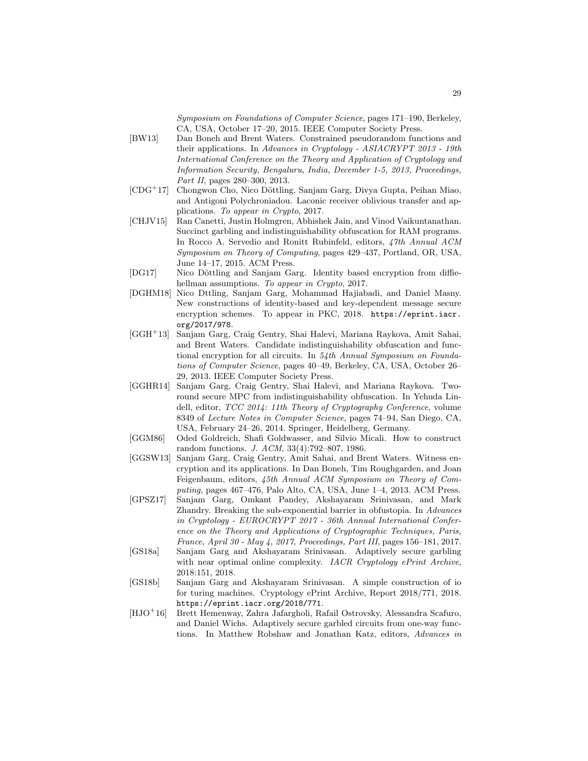*Symposium on Foundations of Computer Science*, pages 171–190, Berkeley, CA, USA, October 17–20, 2015. IEEE Computer Society Press.

[BW13] Dan Boneh and Brent Waters. Constrained pseudorandom functions and their applications. In *Advances in Cryptology - ASIACRYPT 2013 - 19th International Conference on the Theory and Application of Cryptology and Information Security, Bengaluru, India, December 1-5, 2013, Proceedings, Part II*, pages 280–300, 2013.

[CDG+17] Chongwon Cho, Nico Döttling, Sanjam Garg, Divya Gupta, Peihan Miao, and Antigoni Polychroniadou. Laconic receiver oblivious transfer and applications. *To appear in Crypto*, 2017.

[CHJV15] Ran Canetti, Justin Holmgren, Abhishek Jain, and Vinod Vaikuntanathan. Succinct garbling and indistinguishability obfuscation for RAM programs. In Rocco A. Servedio and Ronitt Rubinfeld, editors, *47th Annual ACM Symposium on Theory of Computing*, pages 429–437, Portland, OR, USA, June 14–17, 2015. ACM Press.

[DG17] Nico Döttling and Sanjam Garg. Identity based encryption from diffie-hellman assumptions. *To appear in Crypto*, 2017.

[DGHM18] Nico Dttling, Sanjam Garg, Mohammad Hajiabadi, and Daniel Masny. New constructions of identity-based and key-dependent message secure encryption schemes. To appear in PKC, 2018. `https://eprint.iacr.org/2017/978`.

[GGH+13] Sanjam Garg, Craig Gentry, Shai Halevi, Mariana Raykova, Amit Sahai, and Brent Waters. Candidate indistinguishability obfuscation and functional encryption for all circuits. In *54th Annual Symposium on Foundations of Computer Science*, pages 40–49, Berkeley, CA, USA, October 26–29, 2013. IEEE Computer Society Press.

[GGHR14] Sanjam Garg, Craig Gentry, Shai Halevi, and Mariana Raykova. Two-round secure MPC from indistinguishability obfuscation. In Yehuda Lindell, editor, *TCC 2014: 11th Theory of Cryptography Conference*, volume 8349 of *Lecture Notes in Computer Science*, pages 74–94, San Diego, CA, USA, February 24–26, 2014. Springer, Heidelberg, Germany.

[GGM86] Oded Goldreich, Shafi Goldwasser, and Silvio Micali. How to construct random functions. *J. ACM*, 33(4):792–807, 1986.

[GGSW13] Sanjam Garg, Craig Gentry, Amit Sahai, and Brent Waters. Witness encryption and its applications. In Dan Boneh, Tim Roughgarden, and Joan Feigenbaum, editors, *45th Annual ACM Symposium on Theory of Computing*, pages 467–476, Palo Alto, CA, USA, June 1–4, 2013. ACM Press.

[GPSZ17] Sanjam Garg, Omkant Pandey, Akshayaram Srinivasan, and Mark Zhandry. Breaking the sub-exponential barrier in obfustopia. In *Advances in Cryptology - EUROCRYPT 2017 - 36th Annual International Conference on the Theory and Applications of Cryptographic Techniques, Paris, France, April 30 - May 4, 2017, Proceedings, Part III*, pages 156–181, 2017.

[GS18a] Sanjam Garg and Akshayaram Srinivasan. Adaptively secure garbling with near optimal online complexity. *IACR Cryptology ePrint Archive*, 2018:151, 2018.

[GS18b] Sanjam Garg and Akshayaram Srinivasan. A simple construction of io for turing machines. Cryptology ePrint Archive, Report 2018/771, 2018. `https://eprint.iacr.org/2018/771`.

[HJO+16] Brett Hemenway, Zahra Jafargholi, Rafail Ostrovsky, Alessandra Scafuro, and Daniel Wichs. Adaptively secure garbled circuits from one-way functions. In Matthew Robshaw and Jonathan Katz, editors, *Advances in*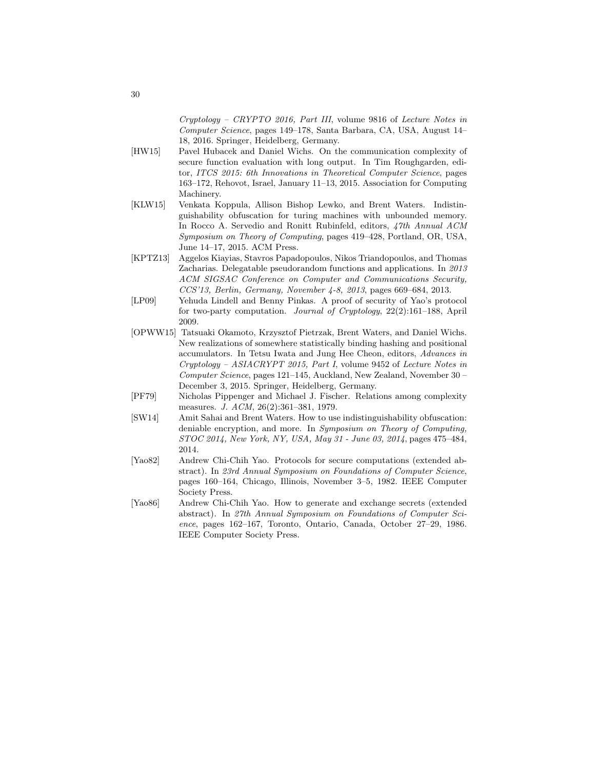*Cryptology – CRYPTO 2016, Part III*, volume 9816 of *Lecture Notes in Computer Science*, pages 149–178, Santa Barbara, CA, USA, August 14–18, 2016. Springer, Heidelberg, Germany.

[HW15] Pavel Hubacek and Daniel Wichs. On the communication complexity of secure function evaluation with long output. In Tim Roughgarden, editor, *ITCS 2015: 6th Innovations in Theoretical Computer Science*, pages 163–172, Rehovot, Israel, January 11–13, 2015. Association for Computing Machinery.

[KLW15] Venkata Koppula, Allison Bishop Lewko, and Brent Waters. Indistinguishability obfuscation for turing machines with unbounded memory. In Rocco A. Servedio and Ronitt Rubinfeld, editors, *47th Annual ACM Symposium on Theory of Computing*, pages 419–428, Portland, OR, USA, June 14–17, 2015. ACM Press.

[KPTZ13] Aggelos Kiayias, Stavros Papadopoulos, Nikos Triandopoulos, and Thomas Zacharias. Delegatable pseudorandom functions and applications. In *2013 ACM SIGSAC Conference on Computer and Communications Security, CCS'13, Berlin, Germany, November 4-8, 2013*, pages 669–684, 2013.

[LP09] Yehuda Lindell and Benny Pinkas. A proof of security of Yao's protocol for two-party computation. *Journal of Cryptology*, 22(2):161–188, April 2009.

[OPWW15] Tatsuaki Okamoto, Krzysztof Pietrzak, Brent Waters, and Daniel Wichs. New realizations of somewhere statistically binding hashing and positional accumulators. In Tetsu Iwata and Jung Hee Cheon, editors, *Advances in Cryptology – ASIACRYPT 2015, Part I*, volume 9452 of *Lecture Notes in Computer Science*, pages 121–145, Auckland, New Zealand, November 30 – December 3, 2015. Springer, Heidelberg, Germany.

[PF79] Nicholas Pippenger and Michael J. Fischer. Relations among complexity measures. *J. ACM*, 26(2):361–381, 1979.

[SW14] Amit Sahai and Brent Waters. How to use indistinguishability obfuscation: deniable encryption, and more. In *Symposium on Theory of Computing, STOC 2014, New York, NY, USA, May 31 - June 03, 2014*, pages 475–484, 2014.

[Yao82] Andrew Chi-Chih Yao. Protocols for secure computations (extended abstract). In *23rd Annual Symposium on Foundations of Computer Science*, pages 160–164, Chicago, Illinois, November 3–5, 1982. IEEE Computer Society Press.

[Yao86] Andrew Chi-Chih Yao. How to generate and exchange secrets (extended abstract). In *27th Annual Symposium on Foundations of Computer Science*, pages 162–167, Toronto, Ontario, Canada, October 27–29, 1986. IEEE Computer Society Press.